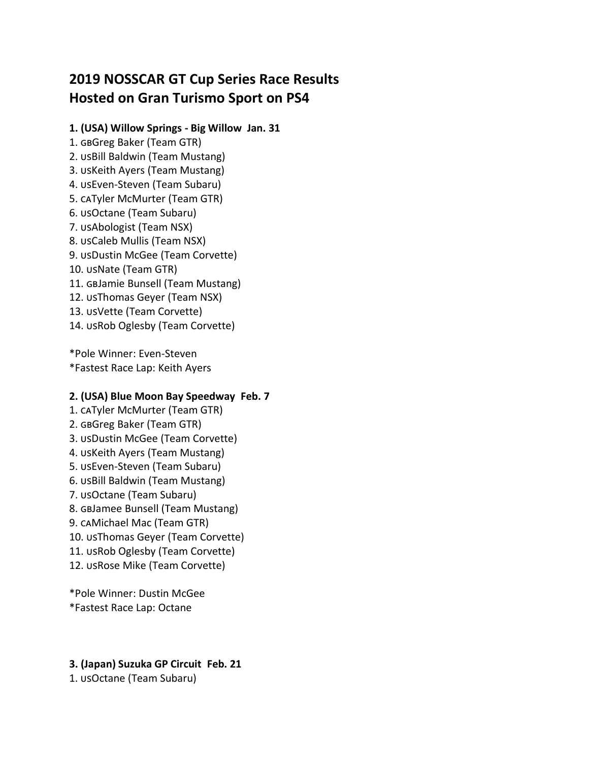# 2019 NOSSCAR GT Cup Series Race Results
# Hosted on Gran Turismo Sport on PS4

### 1. (USA) Willow Springs - Big Willow  Jan. 31

1. GBGreg Baker (Team GTR)
2. USBill Baldwin (Team Mustang)
3. USKeith Ayers (Team Mustang)
4. USEven-Steven (Team Subaru)
5. CATyler McMurter (Team GTR)
6. USOctane (Team Subaru)
7. USAbologist (Team NSX)
8. USCaleb Mullis (Team NSX)
9. USDustin McGee (Team Corvette)
10. USNate (Team GTR)
11. GBJamie Bunsell (Team Mustang)
12. USThomas Geyer (Team NSX)
13. USVette (Team Corvette)
14. USRob Oglesby (Team Corvette)

*Pole Winner: Even-Steven
*Fastest Race Lap: Keith Ayers

### 2. (USA) Blue Moon Bay Speedway  Feb. 7

1. CATyler McMurter (Team GTR)
2. GBGreg Baker (Team GTR)
3. USDustin McGee (Team Corvette)
4. USKeith Ayers (Team Mustang)
5. USEven-Steven (Team Subaru)
6. USBill Baldwin (Team Mustang)
7. USOctane (Team Subaru)
8. GBJamee Bunsell (Team Mustang)
9. CAMichael Mac (Team GTR)
10. USThomas Geyer (Team Corvette)
11. USRob Oglesby (Team Corvette)
12. USRose Mike (Team Corvette)

*Pole Winner: Dustin McGee
*Fastest Race Lap: Octane

### 3. (Japan) Suzuka GP Circuit  Feb. 21

1. USOctane (Team Subaru)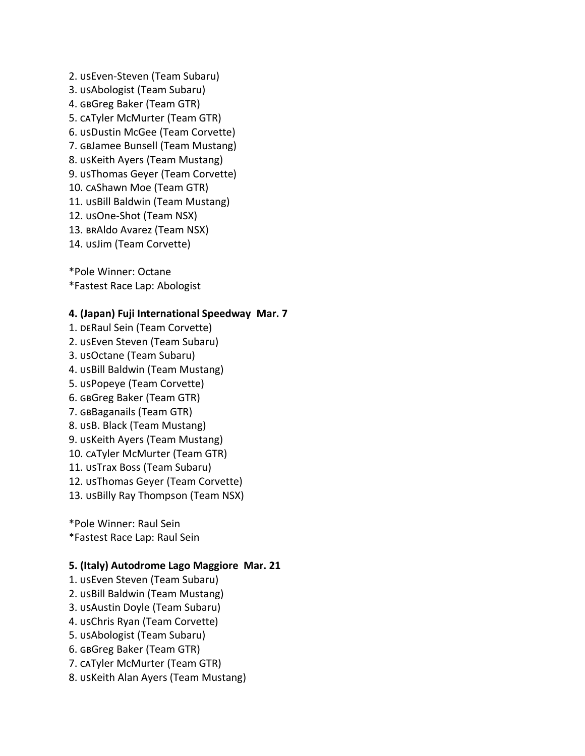2. USEven-Steven (Team Subaru)
3. USAbologist (Team Subaru)
4. GBGreg Baker (Team GTR)
5. CATyler McMurter (Team GTR)
6. USDustin McGee (Team Corvette)
7. GBJamee Bunsell (Team Mustang)
8. USKeith Ayers (Team Mustang)
9. USThomas Geyer (Team Corvette)
10. CAShawn Moe (Team GTR)
11. USBill Baldwin (Team Mustang)
12. USOne-Shot (Team NSX)
13. BRAldo Avarez (Team NSX)
14. USJim (Team Corvette)

*Pole Winner: Octane
*Fastest Race Lap: Abologist

**4. (Japan) Fuji International Speedway  Mar. 7**

1. DERaul Sein (Team Corvette)
2. USEven Steven (Team Subaru)
3. USOctane (Team Subaru)
4. USBill Baldwin (Team Mustang)
5. USPopeye (Team Corvette)
6. GBGreg Baker (Team GTR)
7. GBBaganails (Team GTR)
8. USB. Black (Team Mustang)
9. USKeith Ayers (Team Mustang)
10. CATyler McMurter (Team GTR)
11. USTrax Boss (Team Subaru)
12. USThomas Geyer (Team Corvette)
13. USBilly Ray Thompson (Team NSX)

*Pole Winner: Raul Sein
*Fastest Race Lap: Raul Sein

**5. (Italy) Autodrome Lago Maggiore  Mar. 21**

1. USEven Steven (Team Subaru)
2. USBill Baldwin (Team Mustang)
3. USAustin Doyle (Team Subaru)
4. USChris Ryan (Team Corvette)
5. USAbologist (Team Subaru)
6. GBGreg Baker (Team GTR)
7. CATyler McMurter (Team GTR)
8. USKeith Alan Ayers (Team Mustang)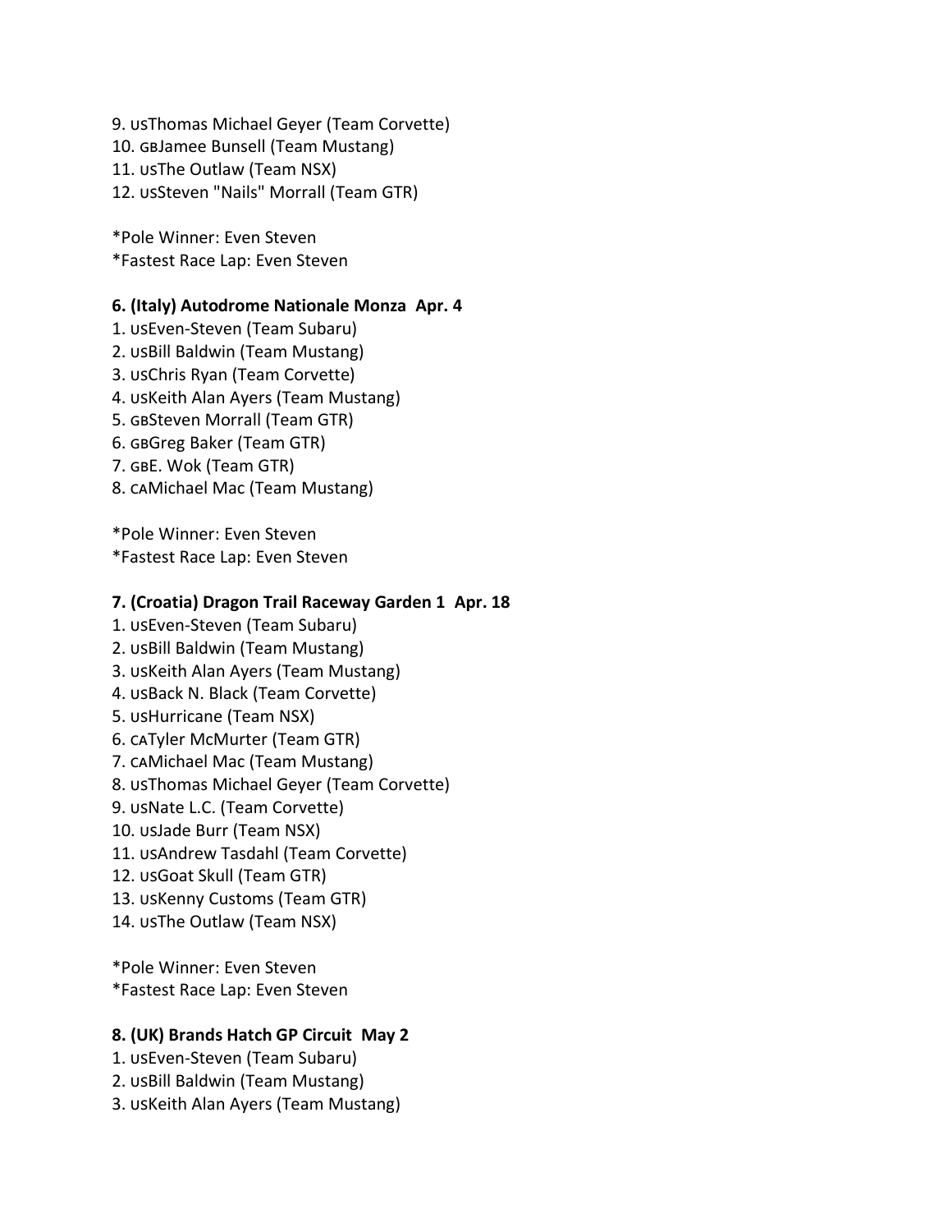9. USThomas Michael Geyer (Team Corvette)
10. GBJamee Bunsell (Team Mustang)
11. USThe Outlaw (Team NSX)
12. USSteven "Nails" Morrall (Team GTR)

*Pole Winner: Even Steven
*Fastest Race Lap: Even Steven

**6. (Italy) Autodrome Nationale Monza  Apr. 4**

1. USEven-Steven (Team Subaru)
2. USBill Baldwin (Team Mustang)
3. USChris Ryan (Team Corvette)
4. USKeith Alan Ayers (Team Mustang)
5. GBSteven Morrall (Team GTR)
6. GBGreg Baker (Team GTR)
7. GBE. Wok (Team GTR)
8. CAMichael Mac (Team Mustang)

*Pole Winner: Even Steven
*Fastest Race Lap: Even Steven

**7. (Croatia) Dragon Trail Raceway Garden 1  Apr. 18**

1. USEven-Steven (Team Subaru)
2. USBill Baldwin (Team Mustang)
3. USKeith Alan Ayers (Team Mustang)
4. USBack N. Black (Team Corvette)
5. USHurricane (Team NSX)
6. CATyler McMurter (Team GTR)
7. CAMichael Mac (Team Mustang)
8. USThomas Michael Geyer (Team Corvette)
9. USNate L.C. (Team Corvette)
10. USJade Burr (Team NSX)
11. USAndrew Tasdahl (Team Corvette)
12. USGoat Skull (Team GTR)
13. USKenny Customs (Team GTR)
14. USThe Outlaw (Team NSX)

*Pole Winner: Even Steven
*Fastest Race Lap: Even Steven

**8. (UK) Brands Hatch GP Circuit  May 2**

1. USEven-Steven (Team Subaru)
2. USBill Baldwin (Team Mustang)
3. USKeith Alan Ayers (Team Mustang)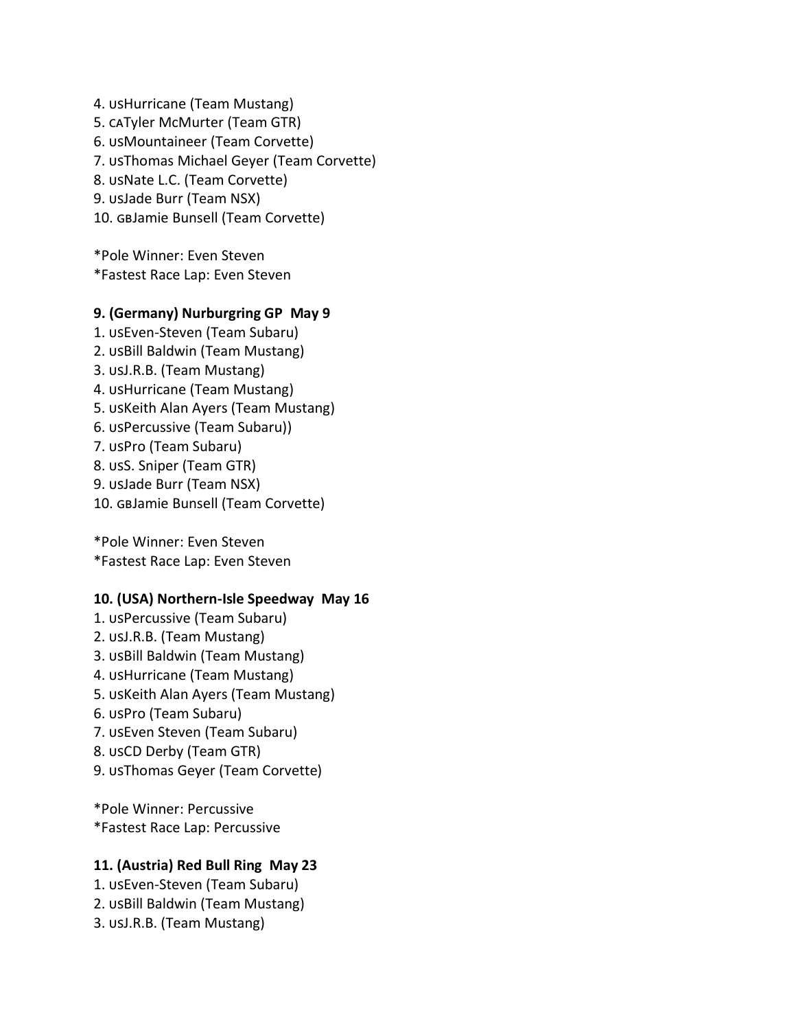4. USHurricane (Team Mustang)
5. CATyler McMurter (Team GTR)
6. USMountaineer (Team Corvette)
7. USThomas Michael Geyer (Team Corvette)
8. USNate L.C. (Team Corvette)
9. USJade Burr (Team NSX)
10. GBJamie Bunsell (Team Corvette)

*Pole Winner: Even Steven
*Fastest Race Lap: Even Steven

**9. (Germany) Nurburgring GP  May 9**

1. USEven-Steven (Team Subaru)
2. USBill Baldwin (Team Mustang)
3. USJ.R.B. (Team Mustang)
4. USHurricane (Team Mustang)
5. USKeith Alan Ayers (Team Mustang)
6. USPercussive (Team Subaru))
7. USPro (Team Subaru)
8. USS. Sniper (Team GTR)
9. USJade Burr (Team NSX)
10. GBJamie Bunsell (Team Corvette)

*Pole Winner: Even Steven
*Fastest Race Lap: Even Steven

**10. (USA) Northern-Isle Speedway  May 16**

1. USPercussive (Team Subaru)
2. USJ.R.B. (Team Mustang)
3. USBill Baldwin (Team Mustang)
4. USHurricane (Team Mustang)
5. USKeith Alan Ayers (Team Mustang)
6. USPro (Team Subaru)
7. USEven Steven (Team Subaru)
8. USCD Derby (Team GTR)
9. USThomas Geyer (Team Corvette)

*Pole Winner: Percussive
*Fastest Race Lap: Percussive

**11. (Austria) Red Bull Ring  May 23**

1. USEven-Steven (Team Subaru)
2. USBill Baldwin (Team Mustang)
3. USJ.R.B. (Team Mustang)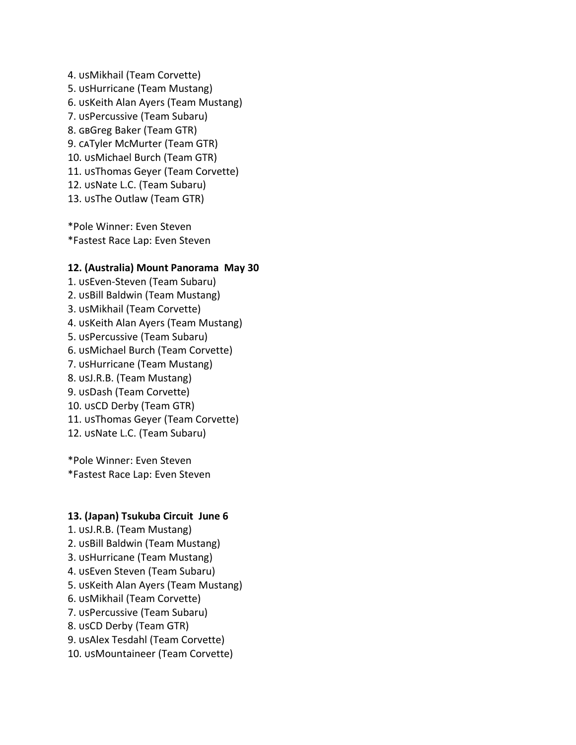4. USMikhail (Team Corvette)
5. USHurricane (Team Mustang)
6. USKeith Alan Ayers (Team Mustang)
7. USPercussive (Team Subaru)
8. GBGreg Baker (Team GTR)
9. CATyler McMurter (Team GTR)
10. USMichael Burch (Team GTR)
11. USThomas Geyer (Team Corvette)
12. USNate L.C. (Team Subaru)
13. USThe Outlaw (Team GTR)

*Pole Winner: Even Steven
*Fastest Race Lap: Even Steven

**12. (Australia) Mount Panorama May 30**

1. USEven-Steven (Team Subaru)
2. USBill Baldwin (Team Mustang)
3. USMikhail (Team Corvette)
4. USKeith Alan Ayers (Team Mustang)
5. USPercussive (Team Subaru)
6. USMichael Burch (Team Corvette)
7. USHurricane (Team Mustang)
8. USJ.R.B. (Team Mustang)
9. USDash (Team Corvette)
10. USCD Derby (Team GTR)
11. USThomas Geyer (Team Corvette)
12. USNate L.C. (Team Subaru)

*Pole Winner: Even Steven
*Fastest Race Lap: Even Steven

**13. (Japan) Tsukuba Circuit June 6**

1. USJ.R.B. (Team Mustang)
2. USBill Baldwin (Team Mustang)
3. USHurricane (Team Mustang)
4. USEven Steven (Team Subaru)
5. USKeith Alan Ayers (Team Mustang)
6. USMikhail (Team Corvette)
7. USPercussive (Team Subaru)
8. USCD Derby (Team GTR)
9. USAlex Tesdahl (Team Corvette)
10. USMountaineer (Team Corvette)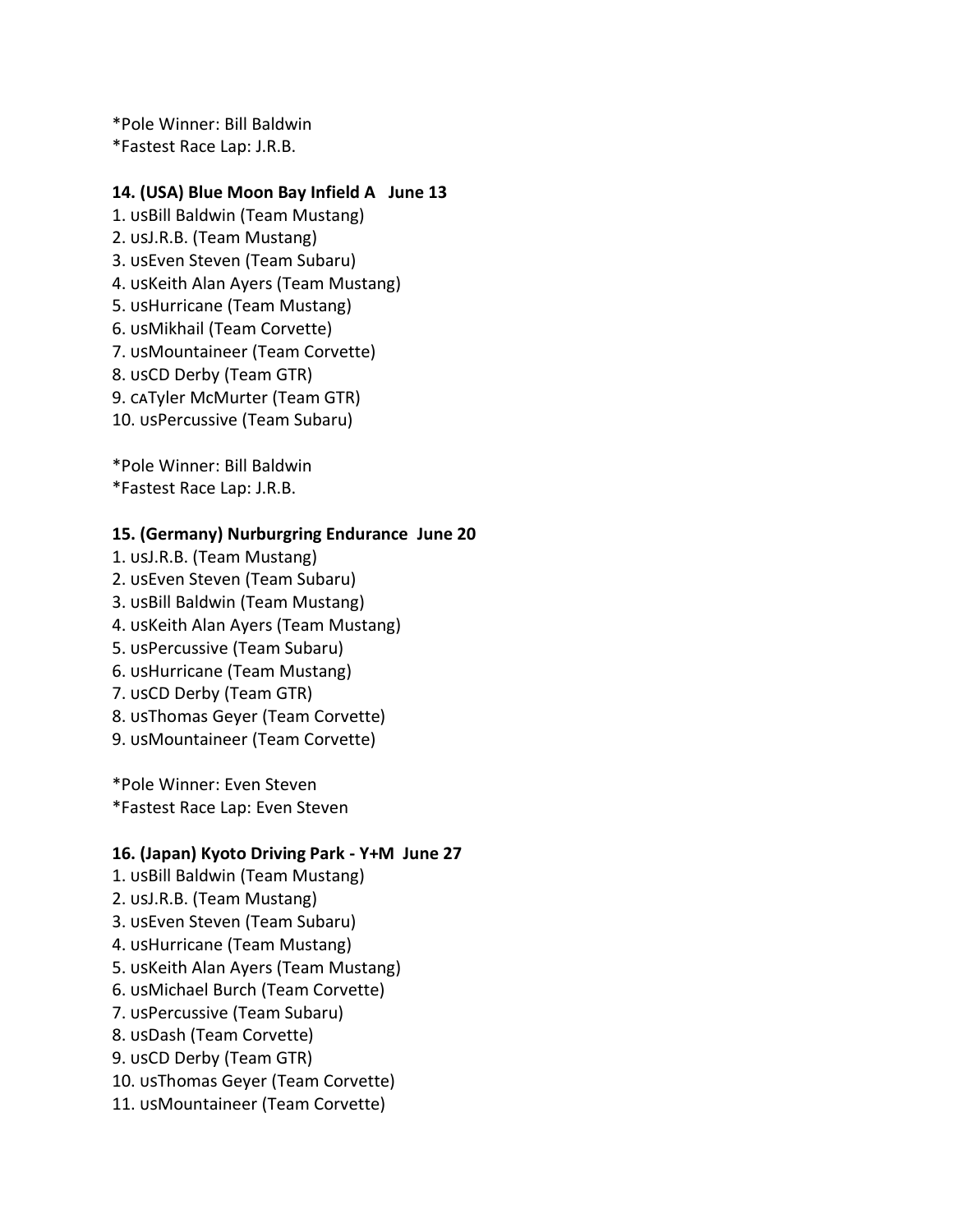*Pole Winner: Bill Baldwin
*Fastest Race Lap: J.R.B.

**14. (USA) Blue Moon Bay Infield A   June 13**

1. USBill Baldwin (Team Mustang)
2. USJ.R.B. (Team Mustang)
3. USEven Steven (Team Subaru)
4. USKeith Alan Ayers (Team Mustang)
5. USHurricane (Team Mustang)
6. USMikhail (Team Corvette)
7. USMountaineer (Team Corvette)
8. USCD Derby (Team GTR)
9. CATyler McMurter (Team GTR)
10. USPercussive (Team Subaru)

*Pole Winner: Bill Baldwin
*Fastest Race Lap: J.R.B.

**15. (Germany) Nurburgring Endurance  June 20**

1. USJ.R.B. (Team Mustang)
2. USEven Steven (Team Subaru)
3. USBill Baldwin (Team Mustang)
4. USKeith Alan Ayers (Team Mustang)
5. USPercussive (Team Subaru)
6. USHurricane (Team Mustang)
7. USCD Derby (Team GTR)
8. USThomas Geyer (Team Corvette)
9. USMountaineer (Team Corvette)

*Pole Winner: Even Steven
*Fastest Race Lap: Even Steven

**16. (Japan) Kyoto Driving Park - Y+M  June 27**

1. USBill Baldwin (Team Mustang)
2. USJ.R.B. (Team Mustang)
3. USEven Steven (Team Subaru)
4. USHurricane (Team Mustang)
5. USKeith Alan Ayers (Team Mustang)
6. USMichael Burch (Team Corvette)
7. USPercussive (Team Subaru)
8. USDash (Team Corvette)
9. USCD Derby (Team GTR)
10. USThomas Geyer (Team Corvette)
11. USMountaineer (Team Corvette)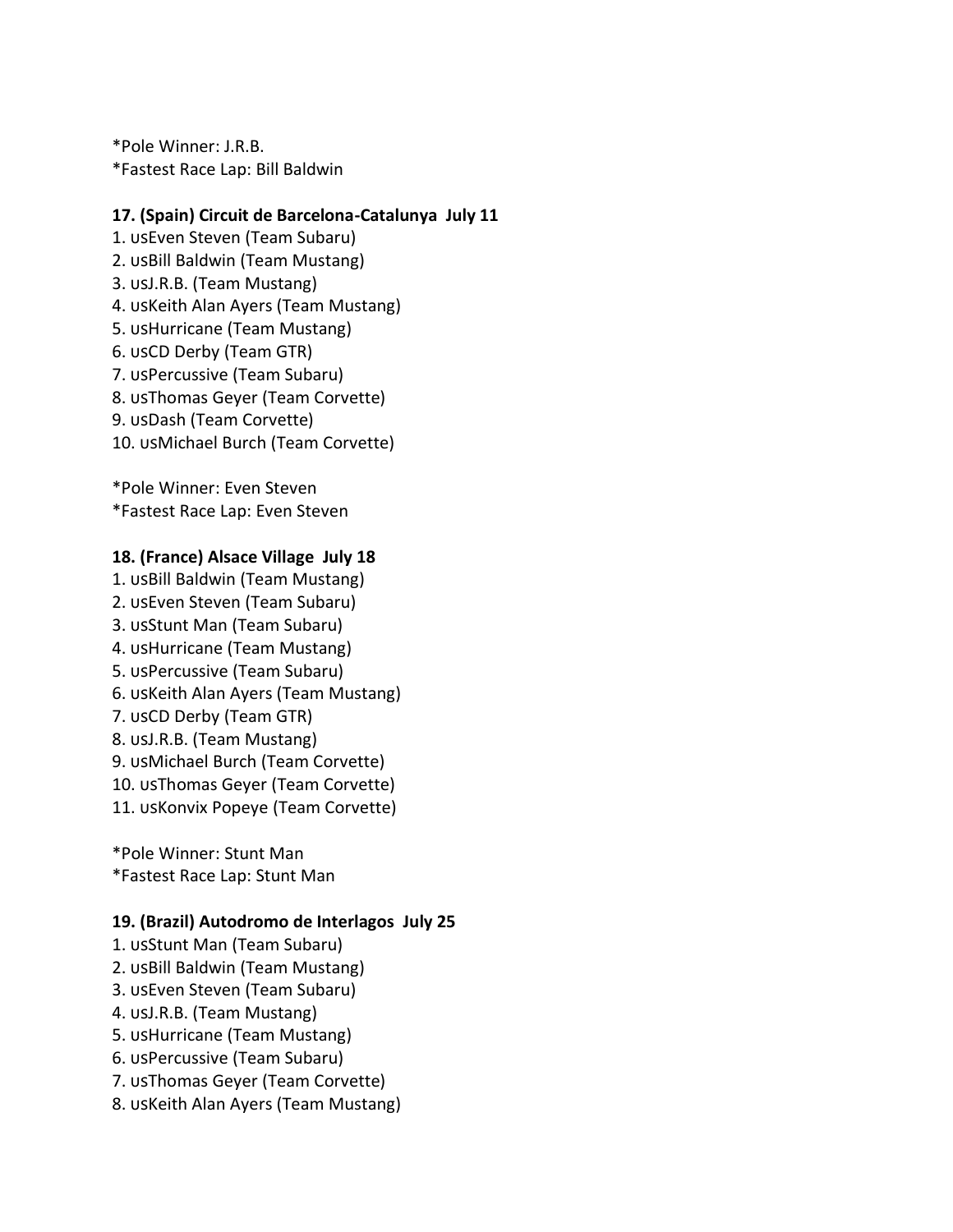*Pole Winner: J.R.B.
*Fastest Race Lap: Bill Baldwin

**17. (Spain) Circuit de Barcelona-Catalunya  July 11**

1. usEven Steven (Team Subaru)
2. usBill Baldwin (Team Mustang)
3. usJ.R.B. (Team Mustang)
4. usKeith Alan Ayers (Team Mustang)
5. usHurricane (Team Mustang)
6. usCD Derby (Team GTR)
7. usPercussive (Team Subaru)
8. usThomas Geyer (Team Corvette)
9. usDash (Team Corvette)
10. usMichael Burch (Team Corvette)

*Pole Winner: Even Steven
*Fastest Race Lap: Even Steven

**18. (France) Alsace Village  July 18**

1. usBill Baldwin (Team Mustang)
2. usEven Steven (Team Subaru)
3. usStunt Man (Team Subaru)
4. usHurricane (Team Mustang)
5. usPercussive (Team Subaru)
6. usKeith Alan Ayers (Team Mustang)
7. usCD Derby (Team GTR)
8. usJ.R.B. (Team Mustang)
9. usMichael Burch (Team Corvette)
10. usThomas Geyer (Team Corvette)
11. usKonvix Popeye (Team Corvette)

*Pole Winner: Stunt Man
*Fastest Race Lap: Stunt Man

**19. (Brazil) Autodromo de Interlagos  July 25**

1. usStunt Man (Team Subaru)
2. usBill Baldwin (Team Mustang)
3. usEven Steven (Team Subaru)
4. usJ.R.B. (Team Mustang)
5. usHurricane (Team Mustang)
6. usPercussive (Team Subaru)
7. usThomas Geyer (Team Corvette)
8. usKeith Alan Ayers (Team Mustang)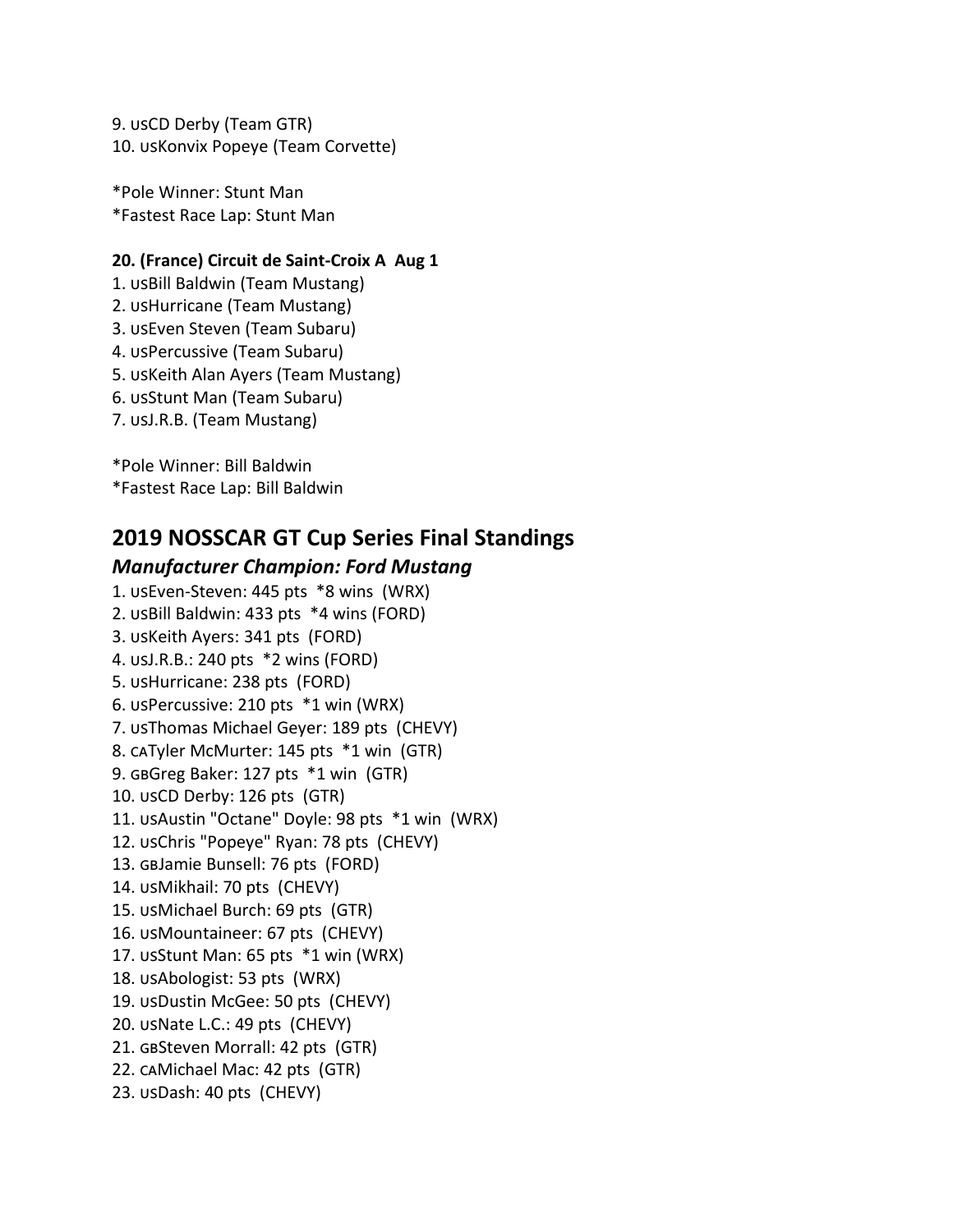9. USCD Derby (Team GTR)
10. USKonvix Popeye (Team Corvette)

*Pole Winner: Stunt Man
*Fastest Race Lap: Stunt Man

**20. (France) Circuit de Saint-Croix A  Aug 1**

1. USBill Baldwin (Team Mustang)
2. USHurricane (Team Mustang)
3. USEven Steven (Team Subaru)
4. USPercussive (Team Subaru)
5. USKeith Alan Ayers (Team Mustang)
6. USStunt Man (Team Subaru)
7. USJ.R.B. (Team Mustang)

*Pole Winner: Bill Baldwin
*Fastest Race Lap: Bill Baldwin

## 2019 NOSSCAR GT Cup Series Final Standings

### *Manufacturer Champion: Ford Mustang*

1. USEven-Steven: 445 pts  *8 wins  (WRX)
2. USBill Baldwin: 433 pts  *4 wins (FORD)
3. USKeith Ayers: 341 pts  (FORD)
4. USJ.R.B.: 240 pts  *2 wins (FORD)
5. USHurricane: 238 pts  (FORD)
6. USPercussive: 210 pts  *1 win (WRX)
7. USThomas Michael Geyer: 189 pts  (CHEVY)
8. CATyler McMurter: 145 pts  *1 win  (GTR)
9. GBGreg Baker: 127 pts  *1 win  (GTR)
10. USCD Derby: 126 pts  (GTR)
11. USAustin "Octane" Doyle: 98 pts  *1 win  (WRX)
12. USChris "Popeye" Ryan: 78 pts  (CHEVY)
13. GBJamie Bunsell: 76 pts  (FORD)
14. USMikhail: 70 pts  (CHEVY)
15. USMichael Burch: 69 pts  (GTR)
16. USMountaineer: 67 pts  (CHEVY)
17. USStunt Man: 65 pts  *1 win (WRX)
18. USAbologist: 53 pts  (WRX)
19. USDustin McGee: 50 pts  (CHEVY)
20. USNate L.C.: 49 pts  (CHEVY)
21. GBSteven Morrall: 42 pts  (GTR)
22. CAMichael Mac: 42 pts  (GTR)
23. USDash: 40 pts  (CHEVY)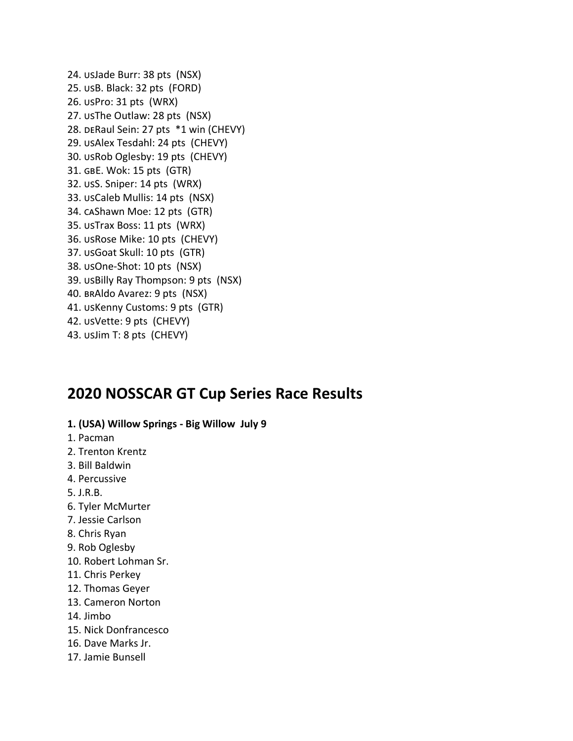24. USJade Burr: 38 pts (NSX)
25. USB. Black: 32 pts (FORD)
26. USPro: 31 pts (WRX)
27. USThe Outlaw: 28 pts (NSX)
28. DERaul Sein: 27 pts *1 win (CHEVY)
29. USAlex Tesdahl: 24 pts (CHEVY)
30. USRob Oglesby: 19 pts (CHEVY)
31. GBE. Wok: 15 pts (GTR)
32. USS. Sniper: 14 pts (WRX)
33. USCaleb Mullis: 14 pts (NSX)
34. CAShawn Moe: 12 pts (GTR)
35. USTrax Boss: 11 pts (WRX)
36. USRose Mike: 10 pts (CHEVY)
37. USGoat Skull: 10 pts (GTR)
38. USOne-Shot: 10 pts (NSX)
39. USBilly Ray Thompson: 9 pts (NSX)
40. BRAldo Avarez: 9 pts (NSX)
41. USKenny Customs: 9 pts (GTR)
42. USVette: 9 pts (CHEVY)
43. USJim T: 8 pts (CHEVY)

## 2020 NOSSCAR GT Cup Series Race Results

**1. (USA) Willow Springs - Big Willow July 9**

1. Pacman
2. Trenton Krentz
3. Bill Baldwin
4. Percussive
5. J.R.B.
6. Tyler McMurter
7. Jessie Carlson
8. Chris Ryan
9. Rob Oglesby
10. Robert Lohman Sr.
11. Chris Perkey
12. Thomas Geyer
13. Cameron Norton
14. Jimbo
15. Nick Donfrancesco
16. Dave Marks Jr.
17. Jamie Bunsell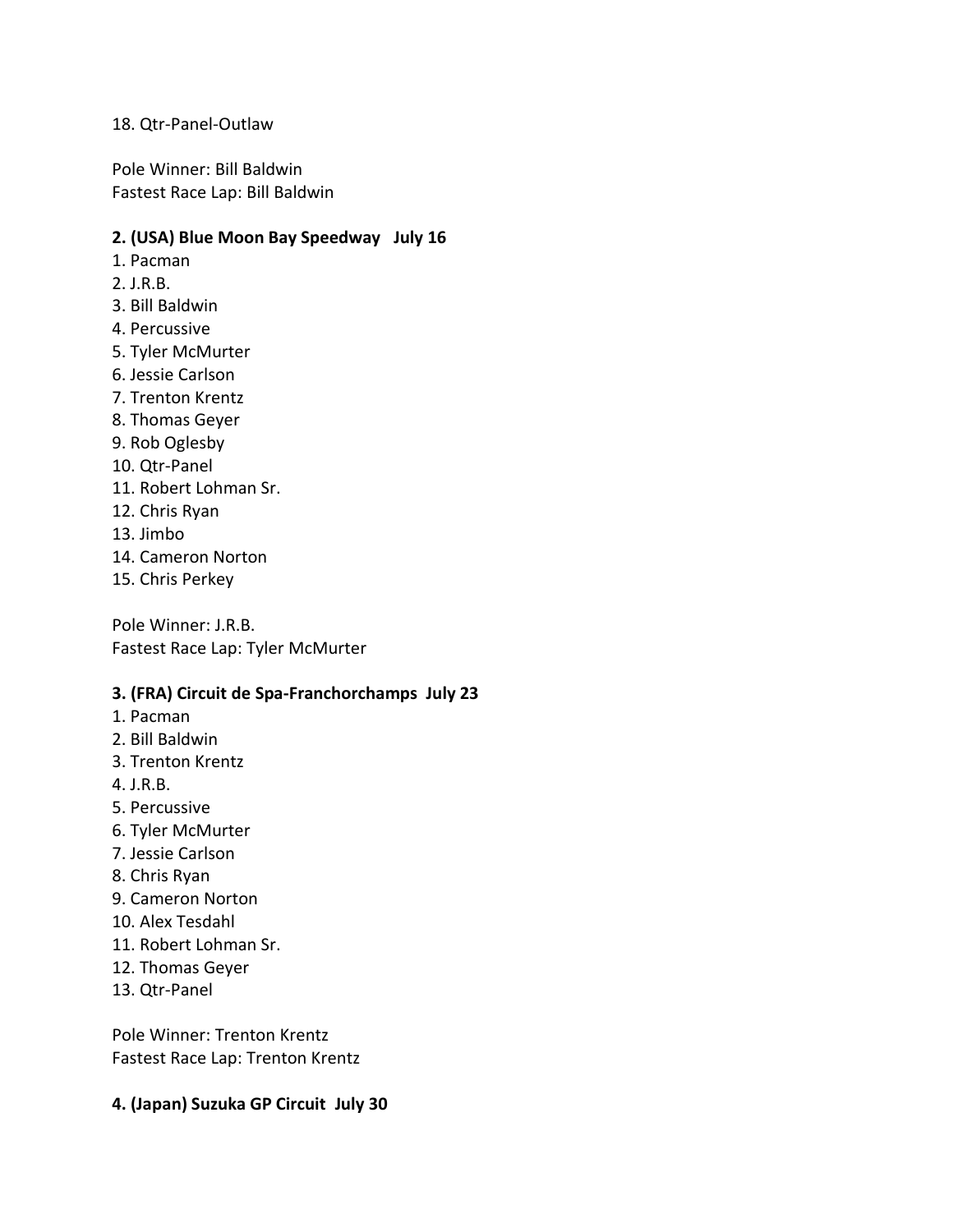18. Qtr-Panel-Outlaw

Pole Winner: Bill Baldwin
Fastest Race Lap: Bill Baldwin

**2. (USA) Blue Moon Bay Speedway   July 16**

1. Pacman
2. J.R.B.
3. Bill Baldwin
4. Percussive
5. Tyler McMurter
6. Jessie Carlson
7. Trenton Krentz
8. Thomas Geyer
9. Rob Oglesby
10. Qtr-Panel
11. Robert Lohman Sr.
12. Chris Ryan
13. Jimbo
14. Cameron Norton
15. Chris Perkey

Pole Winner: J.R.B.
Fastest Race Lap: Tyler McMurter

**3. (FRA) Circuit de Spa-Franchorchamps  July 23**

1. Pacman
2. Bill Baldwin
3. Trenton Krentz
4. J.R.B.
5. Percussive
6. Tyler McMurter
7. Jessie Carlson
8. Chris Ryan
9. Cameron Norton
10. Alex Tesdahl
11. Robert Lohman Sr.
12. Thomas Geyer
13. Qtr-Panel

Pole Winner: Trenton Krentz
Fastest Race Lap: Trenton Krentz

**4. (Japan) Suzuka GP Circuit  July 30**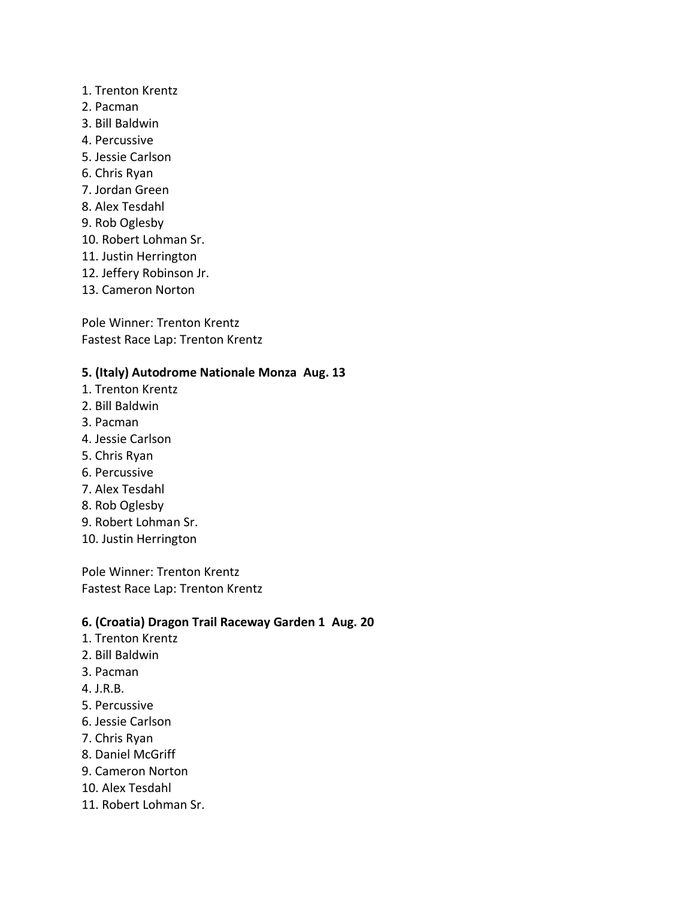1. Trenton Krentz
2. Pacman
3. Bill Baldwin
4. Percussive
5. Jessie Carlson
6. Chris Ryan
7. Jordan Green
8. Alex Tesdahl
9. Rob Oglesby
10. Robert Lohman Sr.
11. Justin Herrington
12. Jeffery Robinson Jr.
13. Cameron Norton

Pole Winner: Trenton Krentz
Fastest Race Lap: Trenton Krentz

**5. (Italy) Autodrome Nationale Monza Aug. 13**

1. Trenton Krentz
2. Bill Baldwin
3. Pacman
4. Jessie Carlson
5. Chris Ryan
6. Percussive
7. Alex Tesdahl
8. Rob Oglesby
9. Robert Lohman Sr.
10. Justin Herrington

Pole Winner: Trenton Krentz
Fastest Race Lap: Trenton Krentz

**6. (Croatia) Dragon Trail Raceway Garden 1 Aug. 20**

1. Trenton Krentz
2. Bill Baldwin
3. Pacman
4. J.R.B.
5. Percussive
6. Jessie Carlson
7. Chris Ryan
8. Daniel McGriff
9. Cameron Norton
10. Alex Tesdahl
11. Robert Lohman Sr.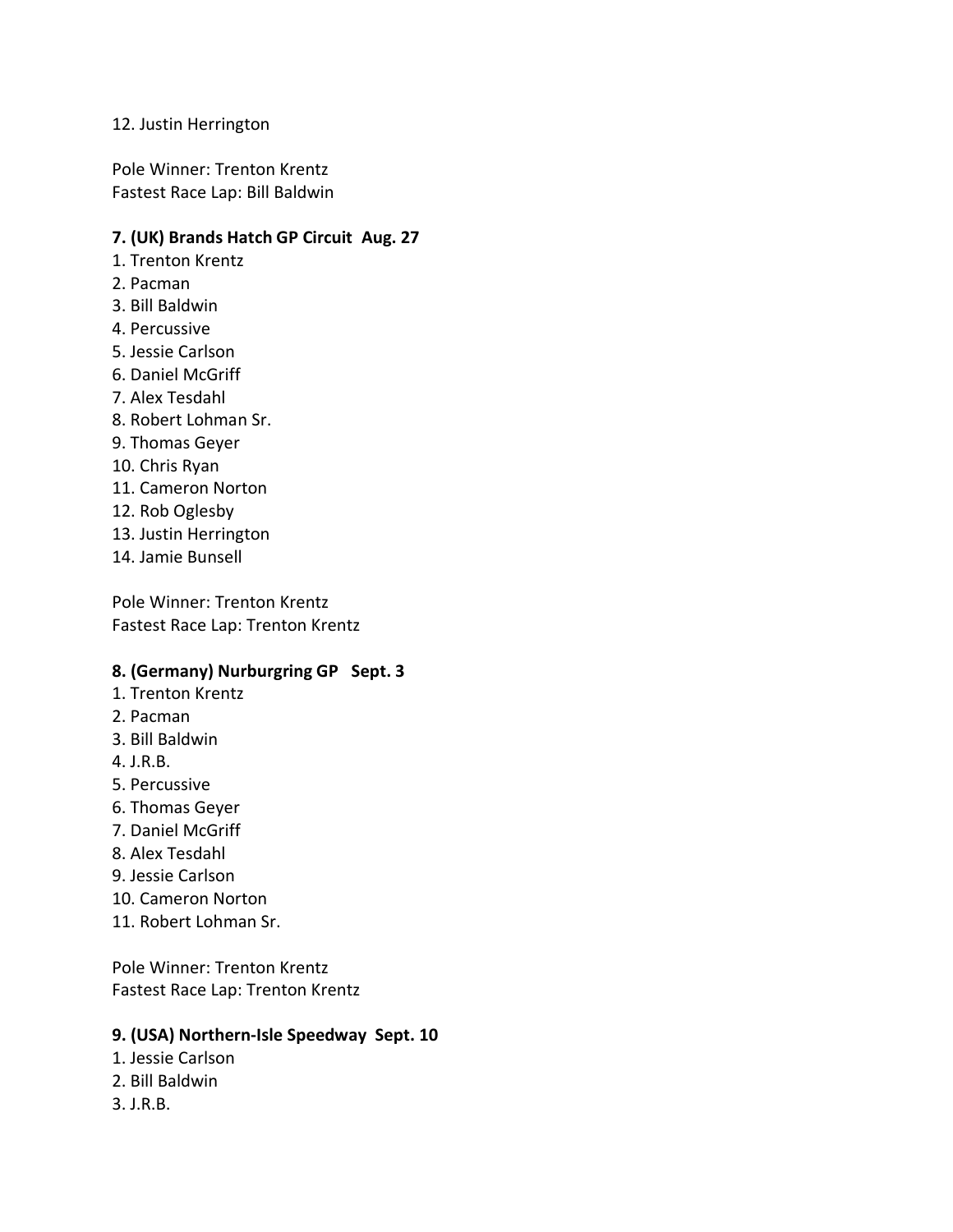12. Justin Herrington

Pole Winner: Trenton Krentz
Fastest Race Lap: Bill Baldwin

**7. (UK) Brands Hatch GP Circuit Aug. 27**

1. Trenton Krentz
2. Pacman
3. Bill Baldwin
4. Percussive
5. Jessie Carlson
6. Daniel McGriff
7. Alex Tesdahl
8. Robert Lohman Sr.
9. Thomas Geyer
10. Chris Ryan
11. Cameron Norton
12. Rob Oglesby
13. Justin Herrington
14. Jamie Bunsell

Pole Winner: Trenton Krentz
Fastest Race Lap: Trenton Krentz

**8. (Germany) Nurburgring GP Sept. 3**

1. Trenton Krentz
2. Pacman
3. Bill Baldwin
4. J.R.B.
5. Percussive
6. Thomas Geyer
7. Daniel McGriff
8. Alex Tesdahl
9. Jessie Carlson
10. Cameron Norton
11. Robert Lohman Sr.

Pole Winner: Trenton Krentz
Fastest Race Lap: Trenton Krentz

**9. (USA) Northern-Isle Speedway Sept. 10**

1. Jessie Carlson
2. Bill Baldwin
3. J.R.B.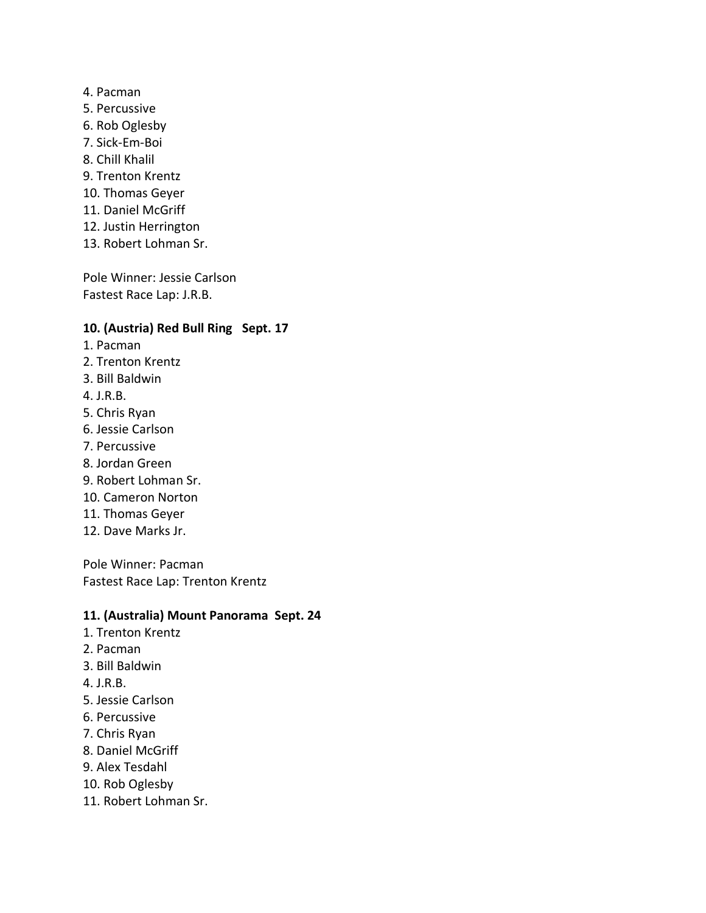4. Pacman
5. Percussive
6. Rob Oglesby
7. Sick-Em-Boi
8. Chill Khalil
9. Trenton Krentz
10. Thomas Geyer
11. Daniel McGriff
12. Justin Herrington
13. Robert Lohman Sr.

Pole Winner: Jessie Carlson
Fastest Race Lap: J.R.B.

**10. (Austria) Red Bull Ring   Sept. 17**

1. Pacman
2. Trenton Krentz
3. Bill Baldwin
4. J.R.B.
5. Chris Ryan
6. Jessie Carlson
7. Percussive
8. Jordan Green
9. Robert Lohman Sr.
10. Cameron Norton
11. Thomas Geyer
12. Dave Marks Jr.

Pole Winner: Pacman
Fastest Race Lap: Trenton Krentz

**11. (Australia) Mount Panorama  Sept. 24**

1. Trenton Krentz
2. Pacman
3. Bill Baldwin
4. J.R.B.
5. Jessie Carlson
6. Percussive
7. Chris Ryan
8. Daniel McGriff
9. Alex Tesdahl
10. Rob Oglesby
11. Robert Lohman Sr.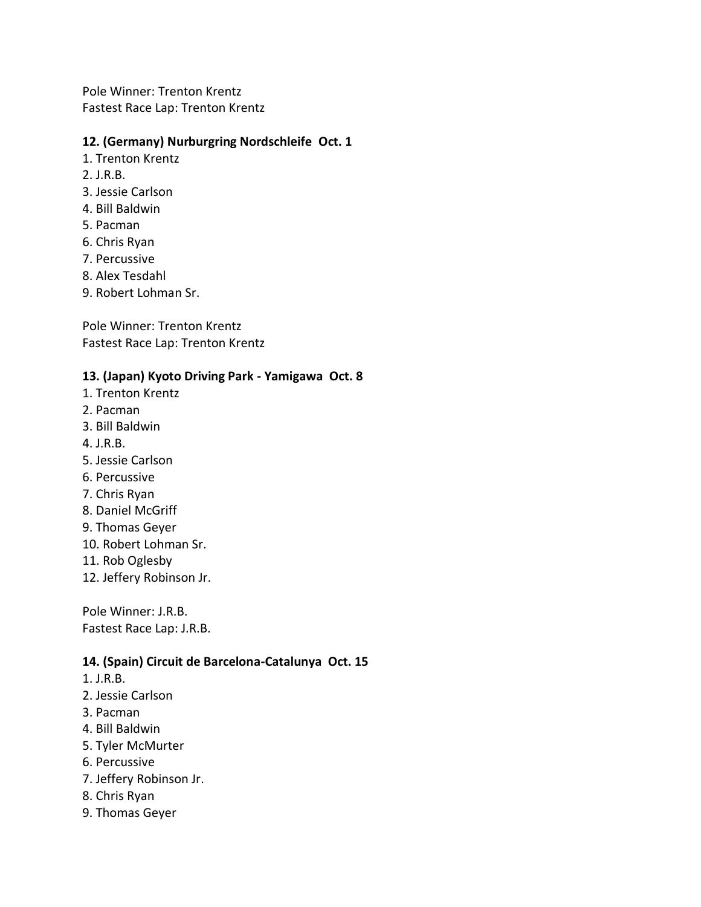Pole Winner: Trenton Krentz
Fastest Race Lap: Trenton Krentz

**12. (Germany) Nurburgring Nordschleife  Oct. 1**

1. Trenton Krentz
2. J.R.B.
3. Jessie Carlson
4. Bill Baldwin
5. Pacman
6. Chris Ryan
7. Percussive
8. Alex Tesdahl
9. Robert Lohman Sr.

Pole Winner: Trenton Krentz
Fastest Race Lap: Trenton Krentz

**13. (Japan) Kyoto Driving Park - Yamigawa  Oct. 8**

1. Trenton Krentz
2. Pacman
3. Bill Baldwin
4. J.R.B.
5. Jessie Carlson
6. Percussive
7. Chris Ryan
8. Daniel McGriff
9. Thomas Geyer
10. Robert Lohman Sr.
11. Rob Oglesby
12. Jeffery Robinson Jr.

Pole Winner: J.R.B.
Fastest Race Lap: J.R.B.

**14. (Spain) Circuit de Barcelona-Catalunya  Oct. 15**

1. J.R.B.
2. Jessie Carlson
3. Pacman
4. Bill Baldwin
5. Tyler McMurter
6. Percussive
7. Jeffery Robinson Jr.
8. Chris Ryan
9. Thomas Geyer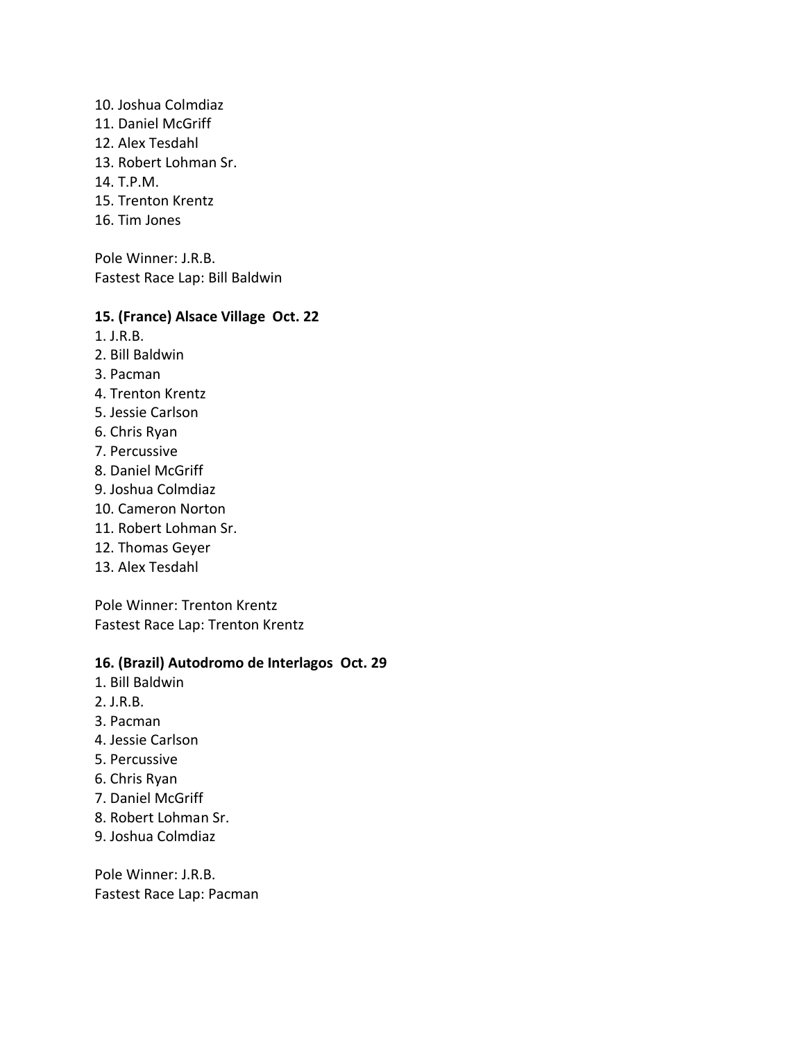10. Joshua Colmdiaz
11. Daniel McGriff
12. Alex Tesdahl
13. Robert Lohman Sr.
14. T.P.M.
15. Trenton Krentz
16. Tim Jones

Pole Winner: J.R.B.
Fastest Race Lap: Bill Baldwin

**15. (France) Alsace Village Oct. 22**

1. J.R.B.
2. Bill Baldwin
3. Pacman
4. Trenton Krentz
5. Jessie Carlson
6. Chris Ryan
7. Percussive
8. Daniel McGriff
9. Joshua Colmdiaz
10. Cameron Norton
11. Robert Lohman Sr.
12. Thomas Geyer
13. Alex Tesdahl

Pole Winner: Trenton Krentz
Fastest Race Lap: Trenton Krentz

**16. (Brazil) Autodromo de Interlagos Oct. 29**

1. Bill Baldwin
2. J.R.B.
3. Pacman
4. Jessie Carlson
5. Percussive
6. Chris Ryan
7. Daniel McGriff
8. Robert Lohman Sr.
9. Joshua Colmdiaz

Pole Winner: J.R.B.
Fastest Race Lap: Pacman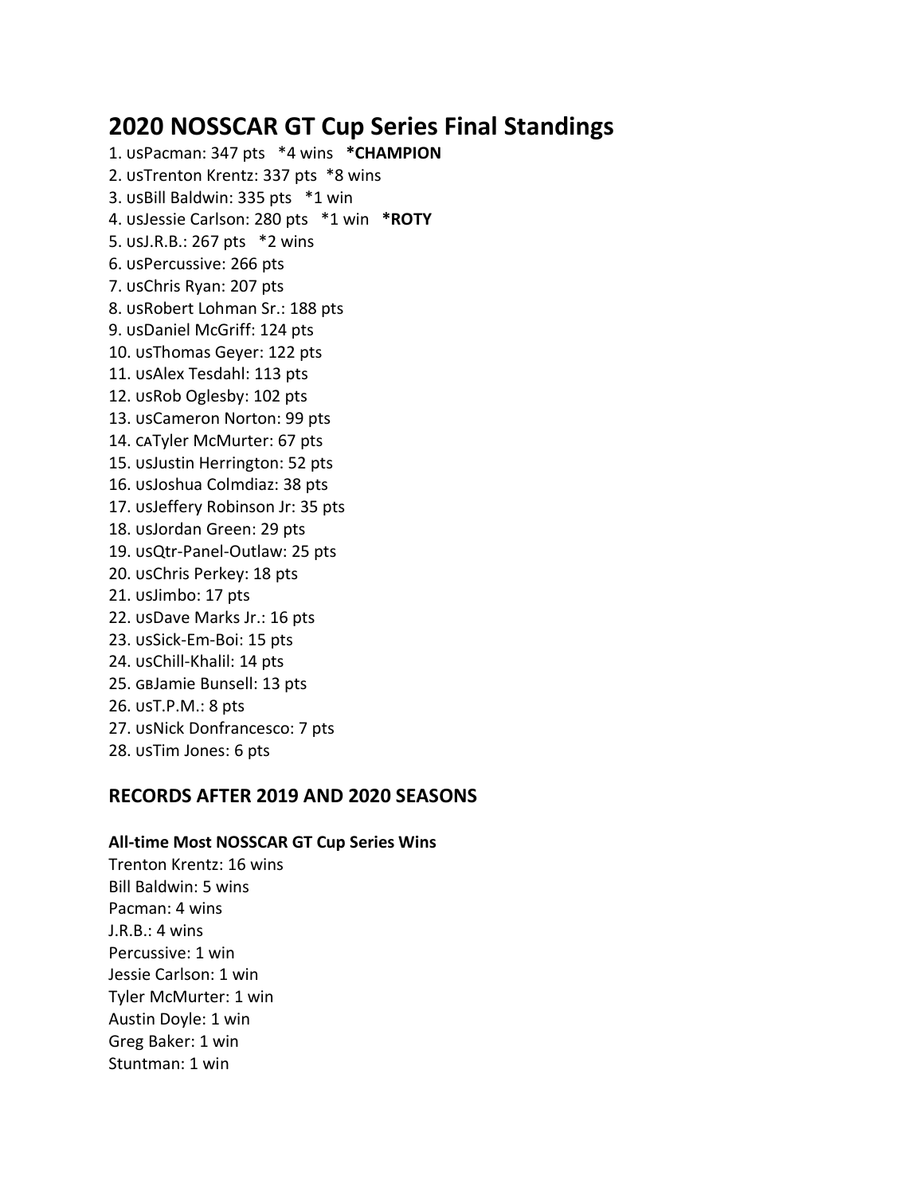# 2020 NOSSCAR GT Cup Series Final Standings

1. USPacman: 347 pts *4 wins **\*CHAMPION**
2. USTrenton Krentz: 337 pts *8 wins
3. USBill Baldwin: 335 pts *1 win
4. USJessie Carlson: 280 pts *1 win **\*ROTY**
5. USJ.R.B.: 267 pts *2 wins
6. USPercussive: 266 pts
7. USChris Ryan: 207 pts
8. USRobert Lohman Sr.: 188 pts
9. USDaniel McGriff: 124 pts
10. USThomas Geyer: 122 pts
11. USAlex Tesdahl: 113 pts
12. USRob Oglesby: 102 pts
13. USCameron Norton: 99 pts
14. CATyler McMurter: 67 pts
15. USJustin Herrington: 52 pts
16. USJoshua Colmdiaz: 38 pts
17. USJeffery Robinson Jr: 35 pts
18. USJordan Green: 29 pts
19. USQtr-Panel-Outlaw: 25 pts
20. USChris Perkey: 18 pts
21. USJimbo: 17 pts
22. USDave Marks Jr.: 16 pts
23. USSick-Em-Boi: 15 pts
24. USChill-Khalil: 14 pts
25. GBJamie Bunsell: 13 pts
26. UST.P.M.: 8 pts
27. USNick Donfrancesco: 7 pts
28. USTim Jones: 6 pts

## RECORDS AFTER 2019 AND 2020 SEASONS

### All-time Most NOSSCAR GT Cup Series Wins

Trenton Krentz: 16 wins
Bill Baldwin: 5 wins
Pacman: 4 wins
J.R.B.: 4 wins
Percussive: 1 win
Jessie Carlson: 1 win
Tyler McMurter: 1 win
Austin Doyle: 1 win
Greg Baker: 1 win
Stuntman: 1 win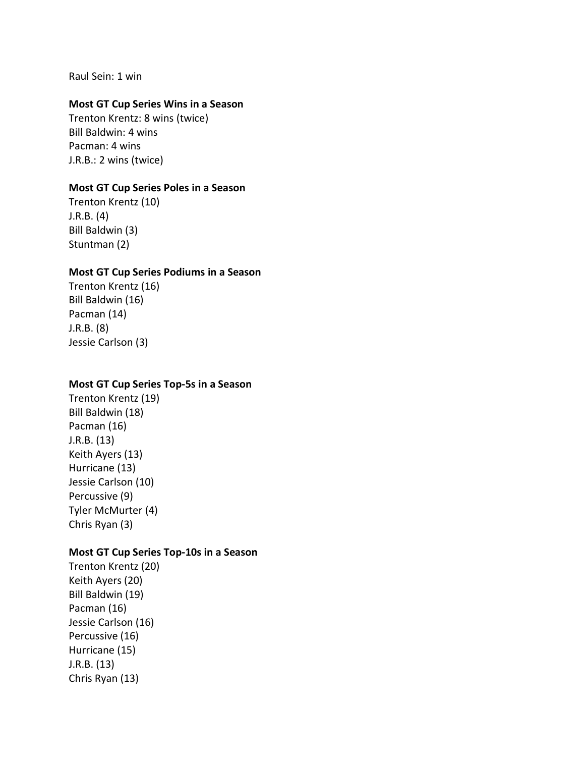Raul Sein: 1 win

**Most GT Cup Series Wins in a Season**

Trenton Krentz: 8 wins (twice)
Bill Baldwin: 4 wins
Pacman: 4 wins
J.R.B.: 2 wins (twice)

**Most GT Cup Series Poles in a Season**

Trenton Krentz (10)
J.R.B. (4)
Bill Baldwin (3)
Stuntman (2)

**Most GT Cup Series Podiums in a Season**

Trenton Krentz (16)
Bill Baldwin (16)
Pacman (14)
J.R.B. (8)
Jessie Carlson (3)

**Most GT Cup Series Top-5s in a Season**

Trenton Krentz (19)
Bill Baldwin (18)
Pacman (16)
J.R.B. (13)
Keith Ayers (13)
Hurricane (13)
Jessie Carlson (10)
Percussive (9)
Tyler McMurter (4)
Chris Ryan (3)

**Most GT Cup Series Top-10s in a Season**

Trenton Krentz (20)
Keith Ayers (20)
Bill Baldwin (19)
Pacman (16)
Jessie Carlson (16)
Percussive (16)
Hurricane (15)
J.R.B. (13)
Chris Ryan (13)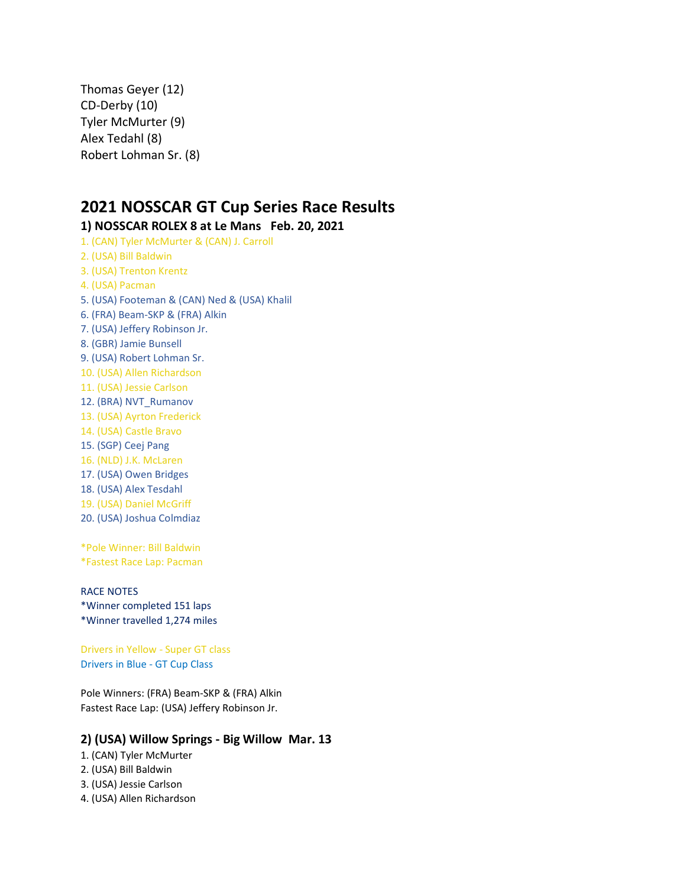Thomas Geyer (12)
CD-Derby (10)
Tyler McMurter (9)
Alex Tedahl (8)
Robert Lohman Sr. (8)

## 2021 NOSSCAR GT Cup Series Race Results

### 1) NOSSCAR ROLEX 8 at Le Mans   Feb. 20, 2021

1. (CAN) Tyler McMurter & (CAN) J. Carroll
2. (USA) Bill Baldwin
3. (USA) Trenton Krentz
4. (USA) Pacman
5. (USA) Footeman & (CAN) Ned & (USA) Khalil
6. (FRA) Beam-SKP & (FRA) Alkin
7. (USA) Jeffery Robinson Jr.
8. (GBR) Jamie Bunsell
9. (USA) Robert Lohman Sr.
10. (USA) Allen Richardson
11. (USA) Jessie Carlson
12. (BRA) NVT_Rumanov
13. (USA) Ayrton Frederick
14. (USA) Castle Bravo
15. (SGP) Ceej Pang
16. (NLD) J.K. McLaren
17. (USA) Owen Bridges
18. (USA) Alex Tesdahl
19. (USA) Daniel McGriff
20. (USA) Joshua Colmdiaz

*Pole Winner: Bill Baldwin
*Fastest Race Lap: Pacman

RACE NOTES
*Winner completed 151 laps
*Winner travelled 1,274 miles

Drivers in Yellow - Super GT class
Drivers in Blue - GT Cup Class

Pole Winners: (FRA) Beam-SKP & (FRA) Alkin
Fastest Race Lap: (USA) Jeffery Robinson Jr.

### 2) (USA) Willow Springs - Big Willow  Mar. 13

1. (CAN) Tyler McMurter
2. (USA) Bill Baldwin
3. (USA) Jessie Carlson
4. (USA) Allen Richardson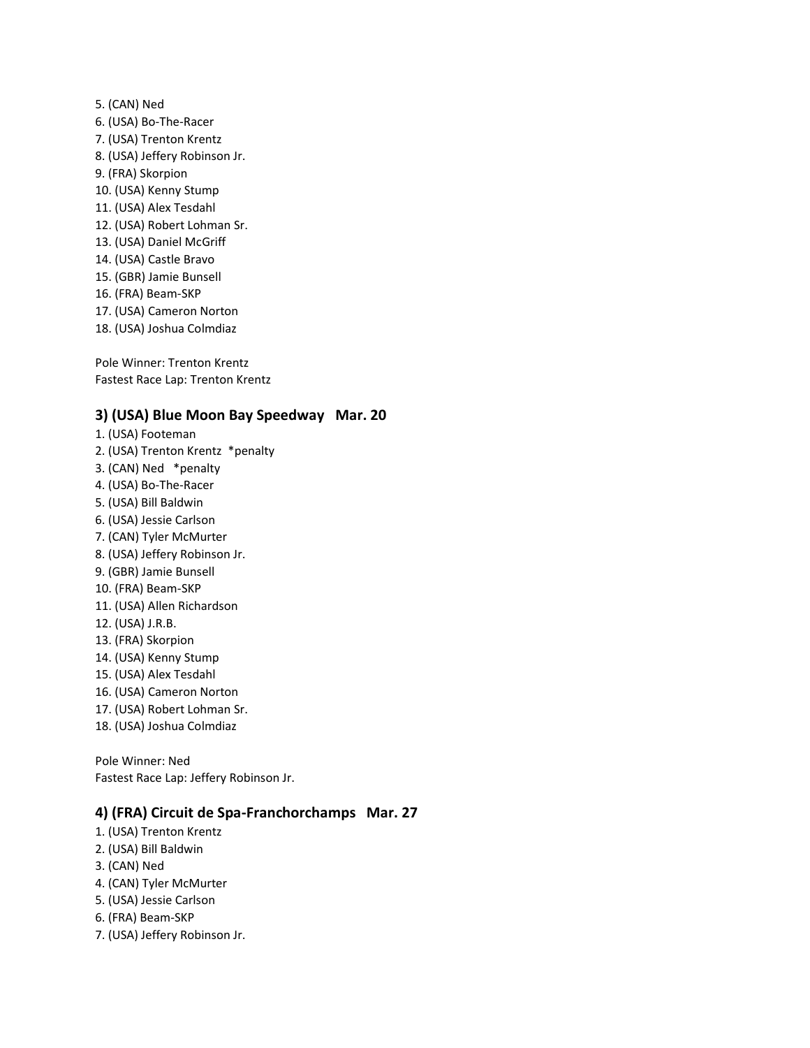5. (CAN) Ned
6. (USA) Bo-The-Racer
7. (USA) Trenton Krentz
8. (USA) Jeffery Robinson Jr.
9. (FRA) Skorpion
10. (USA) Kenny Stump
11. (USA) Alex Tesdahl
12. (USA) Robert Lohman Sr.
13. (USA) Daniel McGriff
14. (USA) Castle Bravo
15. (GBR) Jamie Bunsell
16. (FRA) Beam-SKP
17. (USA) Cameron Norton
18. (USA) Joshua Colmdiaz

Pole Winner: Trenton Krentz
Fastest Race Lap: Trenton Krentz

### 3) (USA) Blue Moon Bay Speedway   Mar. 20

1. (USA) Footeman
2. (USA) Trenton Krentz  *penalty
3. (CAN) Ned   *penalty
4. (USA) Bo-The-Racer
5. (USA) Bill Baldwin
6. (USA) Jessie Carlson
7. (CAN) Tyler McMurter
8. (USA) Jeffery Robinson Jr.
9. (GBR) Jamie Bunsell
10. (FRA) Beam-SKP
11. (USA) Allen Richardson
12. (USA) J.R.B.
13. (FRA) Skorpion
14. (USA) Kenny Stump
15. (USA) Alex Tesdahl
16. (USA) Cameron Norton
17. (USA) Robert Lohman Sr.
18. (USA) Joshua Colmdiaz

Pole Winner: Ned
Fastest Race Lap: Jeffery Robinson Jr.

### 4) (FRA) Circuit de Spa-Franchorchamps   Mar. 27

1. (USA) Trenton Krentz
2. (USA) Bill Baldwin
3. (CAN) Ned
4. (CAN) Tyler McMurter
5. (USA) Jessie Carlson
6. (FRA) Beam-SKP
7. (USA) Jeffery Robinson Jr.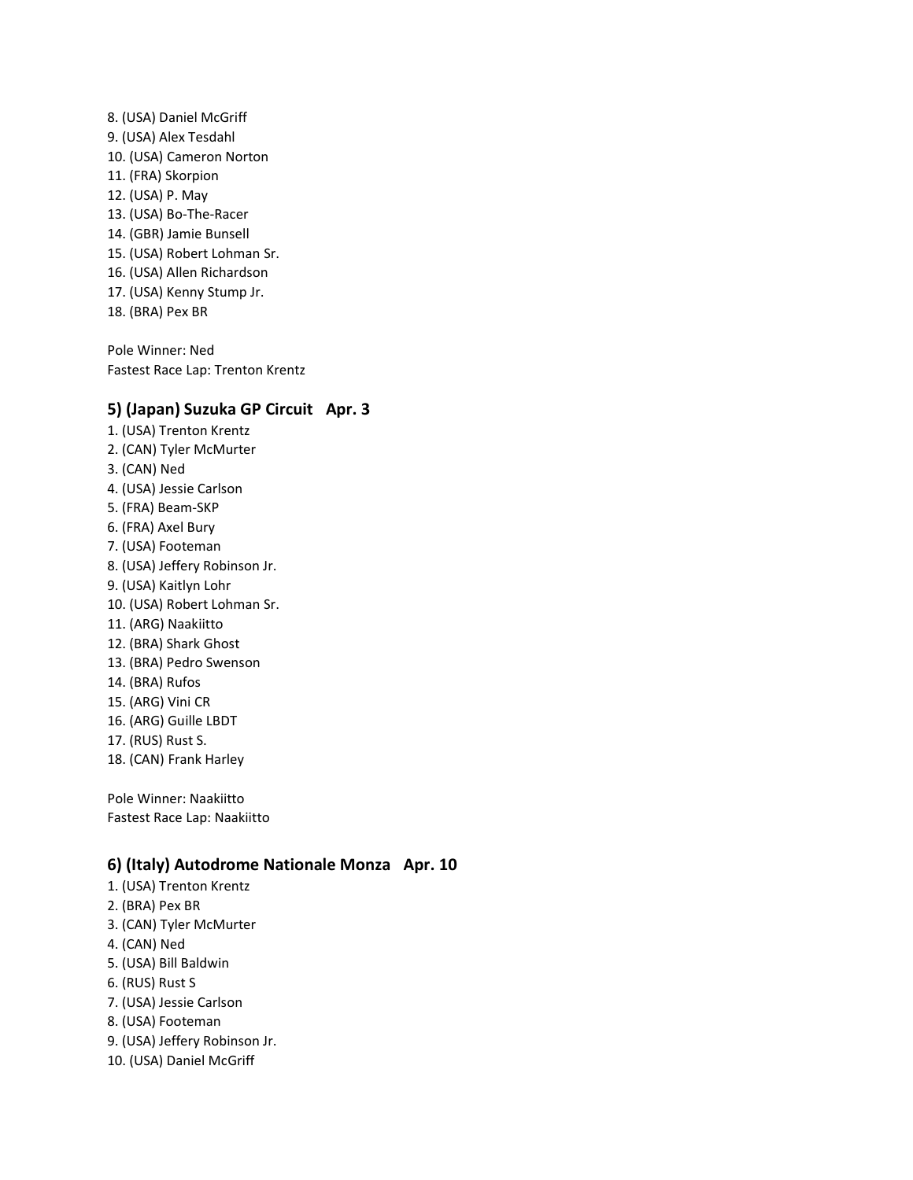8. (USA) Daniel McGriff
9. (USA) Alex Tesdahl
10. (USA) Cameron Norton
11. (FRA) Skorpion
12. (USA) P. May
13. (USA) Bo-The-Racer
14. (GBR) Jamie Bunsell
15. (USA) Robert Lohman Sr.
16. (USA) Allen Richardson
17. (USA) Kenny Stump Jr.
18. (BRA) Pex BR

Pole Winner: Ned
Fastest Race Lap: Trenton Krentz

### 5) (Japan) Suzuka GP Circuit   Apr. 3

1. (USA) Trenton Krentz
2. (CAN) Tyler McMurter
3. (CAN) Ned
4. (USA) Jessie Carlson
5. (FRA) Beam-SKP
6. (FRA) Axel Bury
7. (USA) Footeman
8. (USA) Jeffery Robinson Jr.
9. (USA) Kaitlyn Lohr
10. (USA) Robert Lohman Sr.
11. (ARG) Naakiitto
12. (BRA) Shark Ghost
13. (BRA) Pedro Swenson
14. (BRA) Rufos
15. (ARG) Vini CR
16. (ARG) Guille LBDT
17. (RUS) Rust S.
18. (CAN) Frank Harley

Pole Winner: Naakiitto
Fastest Race Lap: Naakiitto

### 6) (Italy) Autodrome Nationale Monza   Apr. 10

1. (USA) Trenton Krentz
2. (BRA) Pex BR
3. (CAN) Tyler McMurter
4. (CAN) Ned
5. (USA) Bill Baldwin
6. (RUS) Rust S
7. (USA) Jessie Carlson
8. (USA) Footeman
9. (USA) Jeffery Robinson Jr.
10. (USA) Daniel McGriff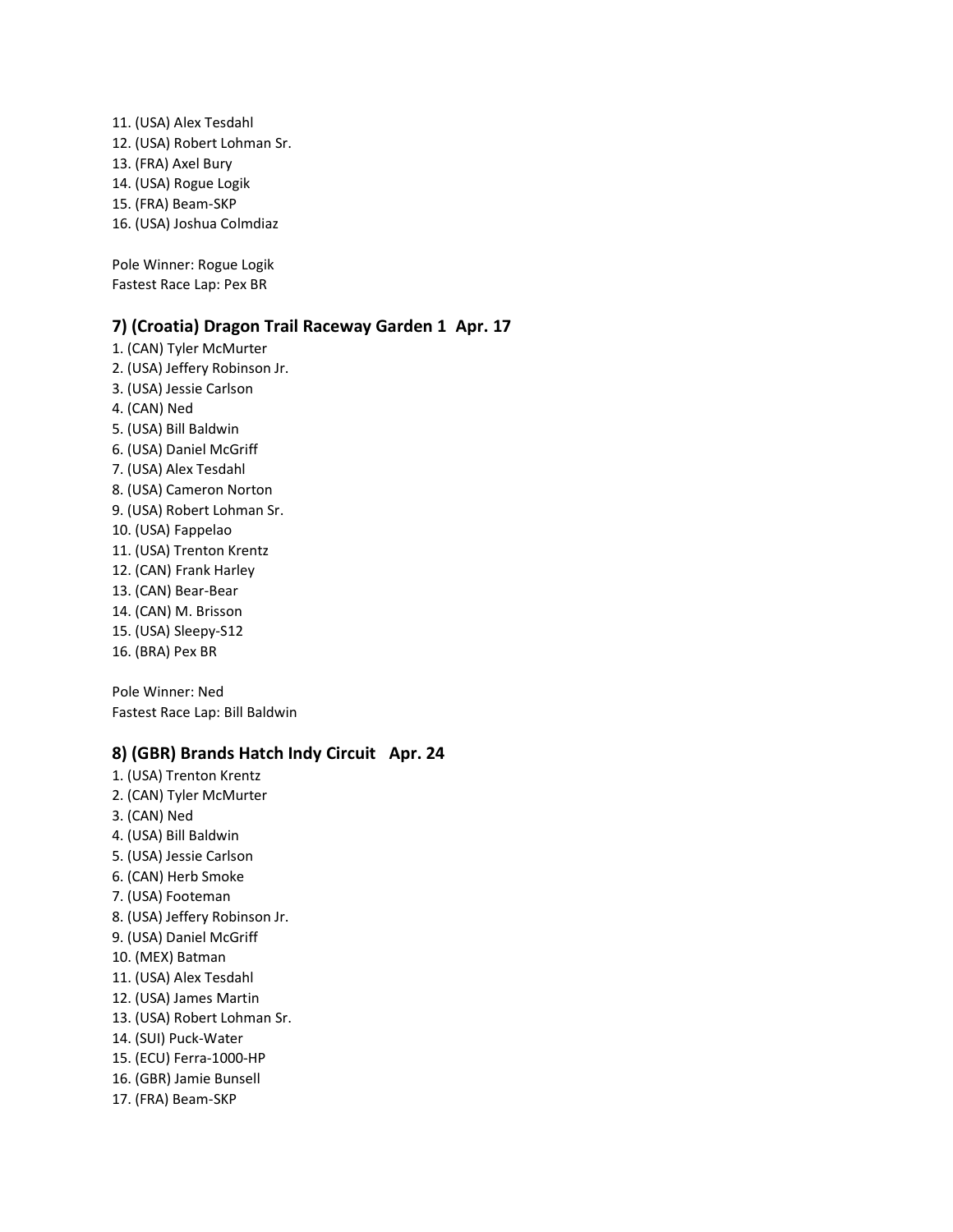11. (USA) Alex Tesdahl
12. (USA) Robert Lohman Sr.
13. (FRA) Axel Bury
14. (USA) Rogue Logik
15. (FRA) Beam-SKP
16. (USA) Joshua Colmdiaz

Pole Winner: Rogue Logik
Fastest Race Lap: Pex BR

### 7) (Croatia) Dragon Trail Raceway Garden 1 Apr. 17

1. (CAN) Tyler McMurter
2. (USA) Jeffery Robinson Jr.
3. (USA) Jessie Carlson
4. (CAN) Ned
5. (USA) Bill Baldwin
6. (USA) Daniel McGriff
7. (USA) Alex Tesdahl
8. (USA) Cameron Norton
9. (USA) Robert Lohman Sr.
10. (USA) Fappelao
11. (USA) Trenton Krentz
12. (CAN) Frank Harley
13. (CAN) Bear-Bear
14. (CAN) M. Brisson
15. (USA) Sleepy-S12
16. (BRA) Pex BR

Pole Winner: Ned
Fastest Race Lap: Bill Baldwin

### 8) (GBR) Brands Hatch Indy Circuit Apr. 24

1. (USA) Trenton Krentz
2. (CAN) Tyler McMurter
3. (CAN) Ned
4. (USA) Bill Baldwin
5. (USA) Jessie Carlson
6. (CAN) Herb Smoke
7. (USA) Footeman
8. (USA) Jeffery Robinson Jr.
9. (USA) Daniel McGriff
10. (MEX) Batman
11. (USA) Alex Tesdahl
12. (USA) James Martin
13. (USA) Robert Lohman Sr.
14. (SUI) Puck-Water
15. (ECU) Ferra-1000-HP
16. (GBR) Jamie Bunsell
17. (FRA) Beam-SKP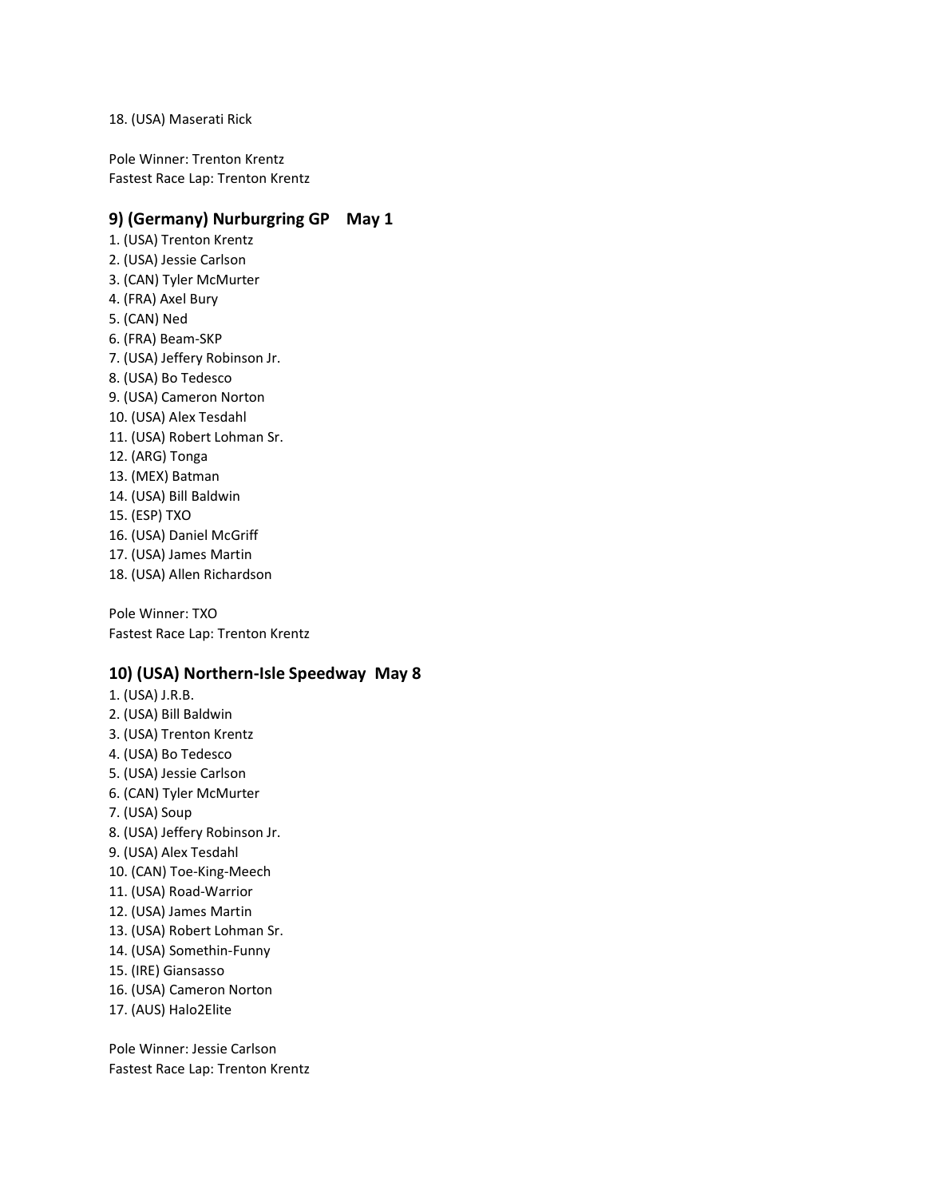18. (USA) Maserati Rick

Pole Winner: Trenton Krentz
Fastest Race Lap: Trenton Krentz

### 9) (Germany) Nurburgring GP    May 1

1. (USA) Trenton Krentz
2. (USA) Jessie Carlson
3. (CAN) Tyler McMurter
4. (FRA) Axel Bury
5. (CAN) Ned
6. (FRA) Beam-SKP
7. (USA) Jeffery Robinson Jr.
8. (USA) Bo Tedesco
9. (USA) Cameron Norton
10. (USA) Alex Tesdahl
11. (USA) Robert Lohman Sr.
12. (ARG) Tonga
13. (MEX) Batman
14. (USA) Bill Baldwin
15. (ESP) TXO
16. (USA) Daniel McGriff
17. (USA) James Martin
18. (USA) Allen Richardson

Pole Winner: TXO
Fastest Race Lap: Trenton Krentz

### 10) (USA) Northern-Isle Speedway  May 8

1. (USA) J.R.B.
2. (USA) Bill Baldwin
3. (USA) Trenton Krentz
4. (USA) Bo Tedesco
5. (USA) Jessie Carlson
6. (CAN) Tyler McMurter
7. (USA) Soup
8. (USA) Jeffery Robinson Jr.
9. (USA) Alex Tesdahl
10. (CAN) Toe-King-Meech
11. (USA) Road-Warrior
12. (USA) James Martin
13. (USA) Robert Lohman Sr.
14. (USA) Somethin-Funny
15. (IRE) Giansasso
16. (USA) Cameron Norton
17. (AUS) Halo2Elite

Pole Winner: Jessie Carlson
Fastest Race Lap: Trenton Krentz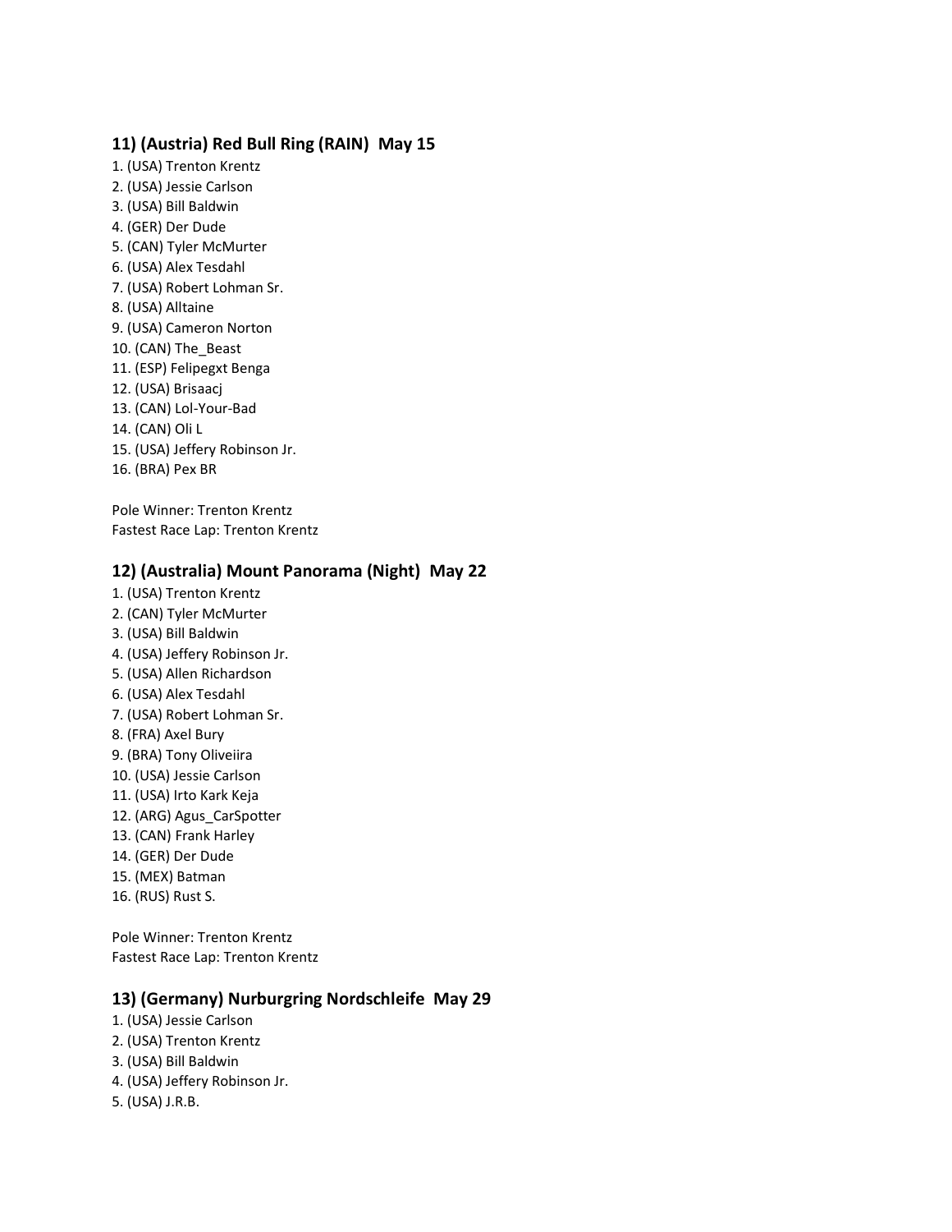### 11) (Austria) Red Bull Ring (RAIN)  May 15

1. (USA) Trenton Krentz
2. (USA) Jessie Carlson
3. (USA) Bill Baldwin
4. (GER) Der Dude
5. (CAN) Tyler McMurter
6. (USA) Alex Tesdahl
7. (USA) Robert Lohman Sr.
8. (USA) Alltaine
9. (USA) Cameron Norton
10. (CAN) The_Beast
11. (ESP) Felipegxt Benga
12. (USA) Brisaacj
13. (CAN) Lol-Your-Bad
14. (CAN) Oli L
15. (USA) Jeffery Robinson Jr.
16. (BRA) Pex BR

Pole Winner: Trenton Krentz
Fastest Race Lap: Trenton Krentz

### 12) (Australia) Mount Panorama (Night)  May 22

1. (USA) Trenton Krentz
2. (CAN) Tyler McMurter
3. (USA) Bill Baldwin
4. (USA) Jeffery Robinson Jr.
5. (USA) Allen Richardson
6. (USA) Alex Tesdahl
7. (USA) Robert Lohman Sr.
8. (FRA) Axel Bury
9. (BRA) Tony Oliveiira
10. (USA) Jessie Carlson
11. (USA) Irto Kark Keja
12. (ARG) Agus_CarSpotter
13. (CAN) Frank Harley
14. (GER) Der Dude
15. (MEX) Batman
16. (RUS) Rust S.

Pole Winner: Trenton Krentz
Fastest Race Lap: Trenton Krentz

### 13) (Germany) Nurburgring Nordschleife  May 29

1. (USA) Jessie Carlson
2. (USA) Trenton Krentz
3. (USA) Bill Baldwin
4. (USA) Jeffery Robinson Jr.
5. (USA) J.R.B.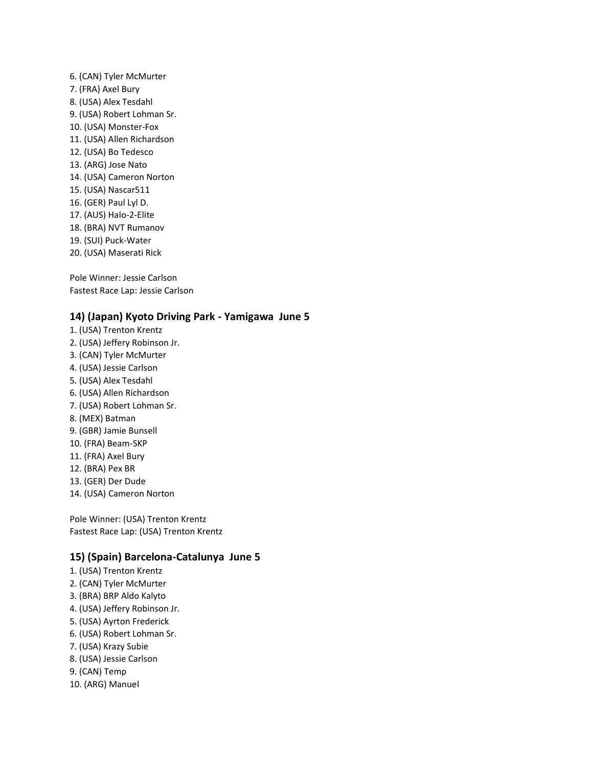6. (CAN) Tyler McMurter
7. (FRA) Axel Bury
8. (USA) Alex Tesdahl
9. (USA) Robert Lohman Sr.
10. (USA) Monster-Fox
11. (USA) Allen Richardson
12. (USA) Bo Tedesco
13. (ARG) Jose Nato
14. (USA) Cameron Norton
15. (USA) Nascar511
16. (GER) Paul Lyl D.
17. (AUS) Halo-2-Elite
18. (BRA) NVT Rumanov
19. (SUI) Puck-Water
20. (USA) Maserati Rick

Pole Winner: Jessie Carlson
Fastest Race Lap: Jessie Carlson

### 14) (Japan) Kyoto Driving Park - Yamigawa June 5

1. (USA) Trenton Krentz
2. (USA) Jeffery Robinson Jr.
3. (CAN) Tyler McMurter
4. (USA) Jessie Carlson
5. (USA) Alex Tesdahl
6. (USA) Allen Richardson
7. (USA) Robert Lohman Sr.
8. (MEX) Batman
9. (GBR) Jamie Bunsell
10. (FRA) Beam-SKP
11. (FRA) Axel Bury
12. (BRA) Pex BR
13. (GER) Der Dude
14. (USA) Cameron Norton

Pole Winner: (USA) Trenton Krentz
Fastest Race Lap: (USA) Trenton Krentz

### 15) (Spain) Barcelona-Catalunya June 5

1. (USA) Trenton Krentz
2. (CAN) Tyler McMurter
3. (BRA) BRP Aldo Kalyto
4. (USA) Jeffery Robinson Jr.
5. (USA) Ayrton Frederick
6. (USA) Robert Lohman Sr.
7. (USA) Krazy Subie
8. (USA) Jessie Carlson
9. (CAN) Temp
10. (ARG) Manuel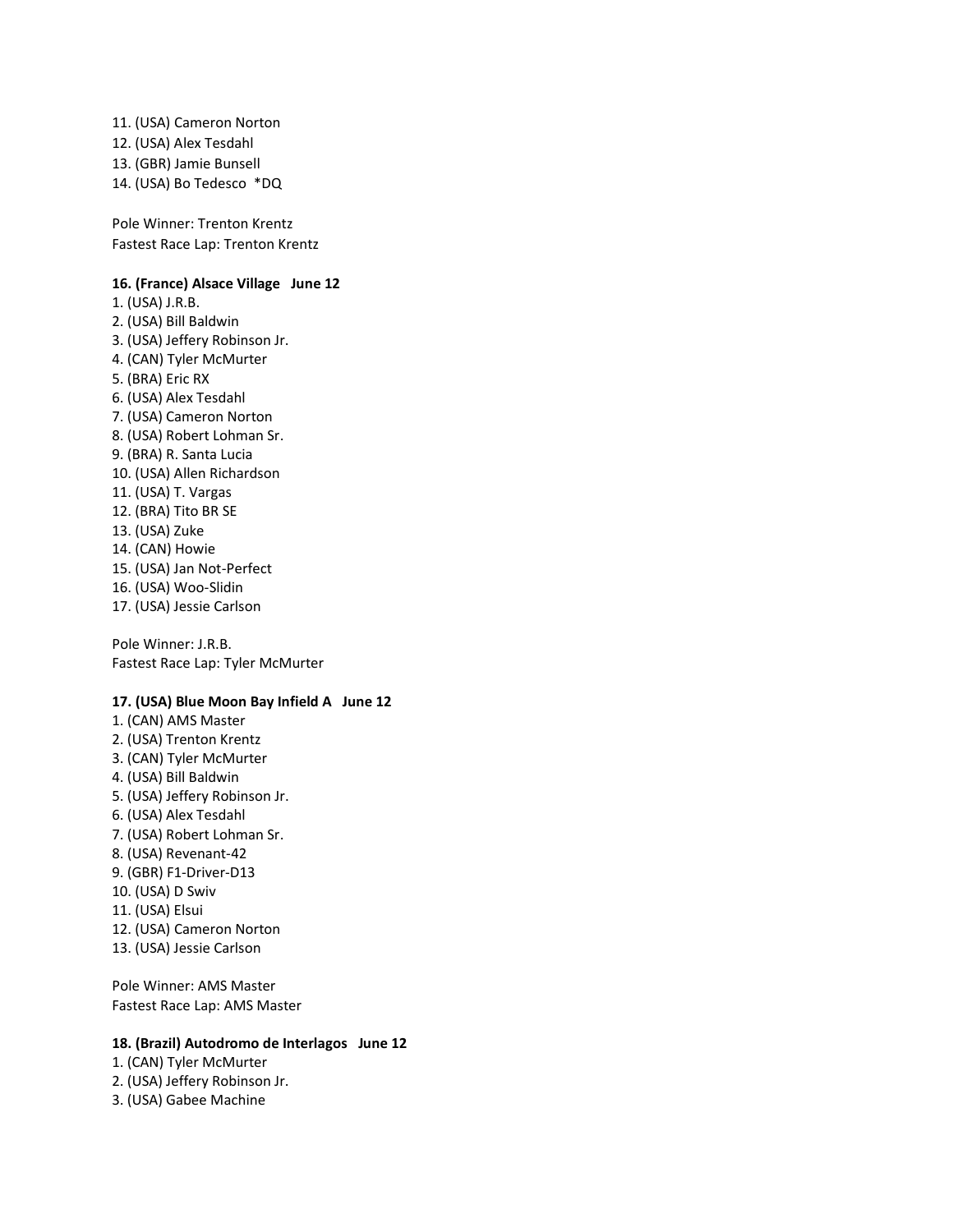11. (USA) Cameron Norton
12. (USA) Alex Tesdahl
13. (GBR) Jamie Bunsell
14. (USA) Bo Tedesco *DQ

Pole Winner: Trenton Krentz
Fastest Race Lap: Trenton Krentz

**16. (France) Alsace Village June 12**

1. (USA) J.R.B.
2. (USA) Bill Baldwin
3. (USA) Jeffery Robinson Jr.
4. (CAN) Tyler McMurter
5. (BRA) Eric RX
6. (USA) Alex Tesdahl
7. (USA) Cameron Norton
8. (USA) Robert Lohman Sr.
9. (BRA) R. Santa Lucia
10. (USA) Allen Richardson
11. (USA) T. Vargas
12. (BRA) Tito BR SE
13. (USA) Zuke
14. (CAN) Howie
15. (USA) Jan Not-Perfect
16. (USA) Woo-Slidin
17. (USA) Jessie Carlson

Pole Winner: J.R.B.
Fastest Race Lap: Tyler McMurter

**17. (USA) Blue Moon Bay Infield A June 12**

1. (CAN) AMS Master
2. (USA) Trenton Krentz
3. (CAN) Tyler McMurter
4. (USA) Bill Baldwin
5. (USA) Jeffery Robinson Jr.
6. (USA) Alex Tesdahl
7. (USA) Robert Lohman Sr.
8. (USA) Revenant-42
9. (GBR) F1-Driver-D13
10. (USA) D Swiv
11. (USA) Elsui
12. (USA) Cameron Norton
13. (USA) Jessie Carlson

Pole Winner: AMS Master
Fastest Race Lap: AMS Master

**18. (Brazil) Autodromo de Interlagos June 12**

1. (CAN) Tyler McMurter
2. (USA) Jeffery Robinson Jr.
3. (USA) Gabee Machine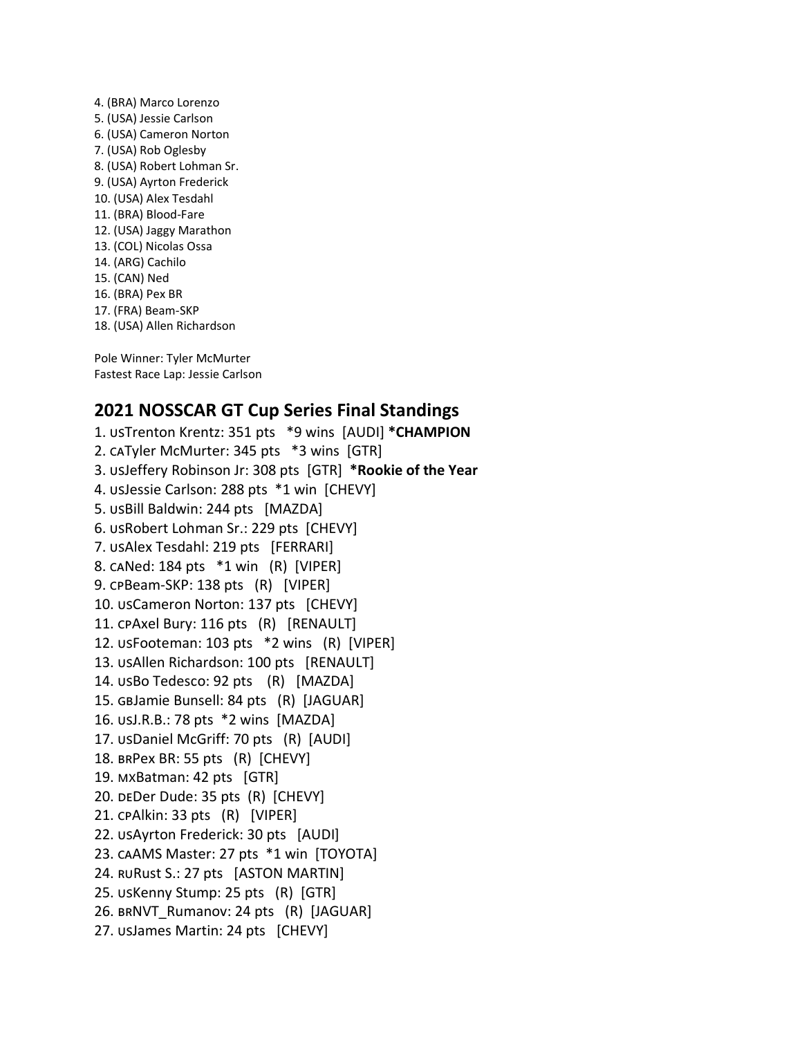4. (BRA) Marco Lorenzo
5. (USA) Jessie Carlson
6. (USA) Cameron Norton
7. (USA) Rob Oglesby
8. (USA) Robert Lohman Sr.
9. (USA) Ayrton Frederick
10. (USA) Alex Tesdahl
11. (BRA) Blood-Fare
12. (USA) Jaggy Marathon
13. (COL) Nicolas Ossa
14. (ARG) Cachilo
15. (CAN) Ned
16. (BRA) Pex BR
17. (FRA) Beam-SKP
18. (USA) Allen Richardson

Pole Winner: Tyler McMurter
Fastest Race Lap: Jessie Carlson

## 2021 NOSSCAR GT Cup Series Final Standings

1. USTrenton Krentz: 351 pts *9 wins [AUDI] ***CHAMPION**
2. CATyler McMurter: 345 pts *3 wins [GTR]
3. USJeffery Robinson Jr: 308 pts [GTR] ***Rookie of the Year**
4. USJessie Carlson: 288 pts *1 win [CHEVY]
5. USBill Baldwin: 244 pts [MAZDA]
6. USRobert Lohman Sr.: 229 pts [CHEVY]
7. USAlex Tesdahl: 219 pts [FERRARI]
8. CANed: 184 pts *1 win (R) [VIPER]
9. CPBeam-SKP: 138 pts (R) [VIPER]
10. USCameron Norton: 137 pts [CHEVY]
11. CPAxel Bury: 116 pts (R) [RENAULT]
12. USFooteman: 103 pts *2 wins (R) [VIPER]
13. USAllen Richardson: 100 pts [RENAULT]
14. USBo Tedesco: 92 pts (R) [MAZDA]
15. GBJamie Bunsell: 84 pts (R) [JAGUAR]
16. USJ.R.B.: 78 pts *2 wins [MAZDA]
17. USDaniel McGriff: 70 pts (R) [AUDI]
18. BRPex BR: 55 pts (R) [CHEVY]
19. MXBatman: 42 pts [GTR]
20. DEDer Dude: 35 pts (R) [CHEVY]
21. CPAlkin: 33 pts (R) [VIPER]
22. USAyrton Frederick: 30 pts [AUDI]
23. CAAMS Master: 27 pts *1 win [TOYOTA]
24. RURust S.: 27 pts [ASTON MARTIN]
25. USKenny Stump: 25 pts (R) [GTR]
26. BRNVT_Rumanov: 24 pts (R) [JAGUAR]
27. USJames Martin: 24 pts [CHEVY]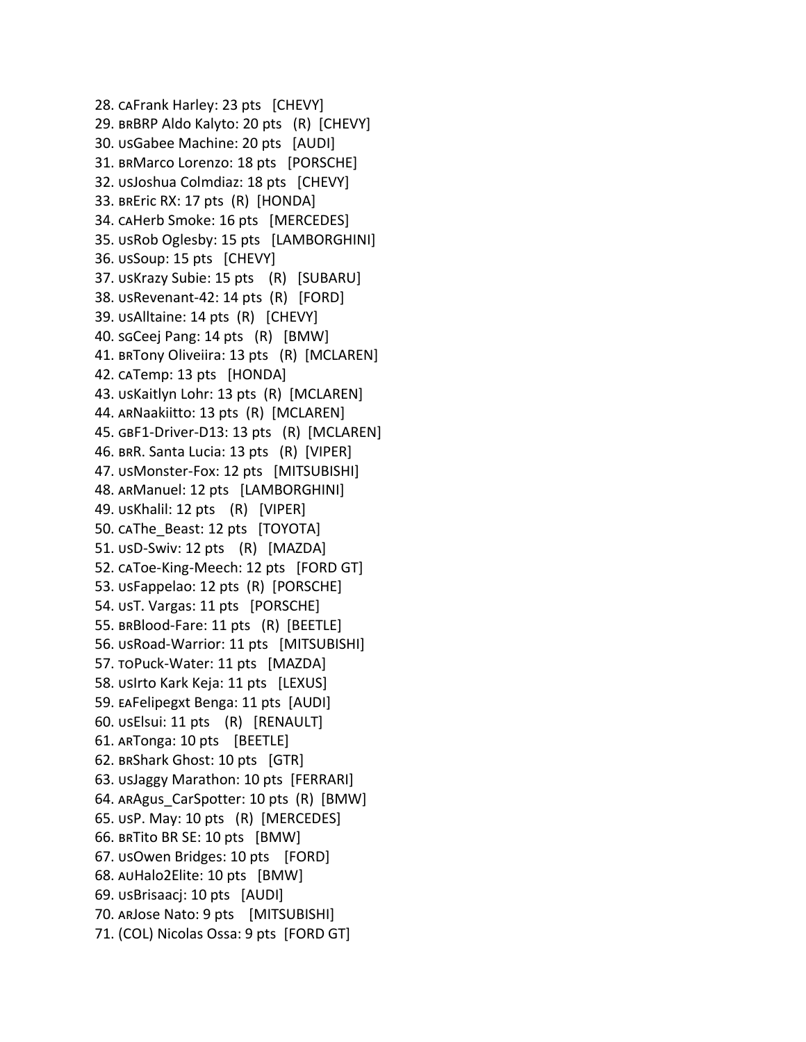28. CAFrank Harley: 23 pts [CHEVY]
29. BRBRP Aldo Kalyto: 20 pts (R) [CHEVY]
30. USGabee Machine: 20 pts [AUDI]
31. BRMarco Lorenzo: 18 pts [PORSCHE]
32. USJoshua Colmdiaz: 18 pts [CHEVY]
33. BREric RX: 17 pts (R) [HONDA]
34. CAHerb Smoke: 16 pts [MERCEDES]
35. USRob Oglesby: 15 pts [LAMBORGHINI]
36. USSoup: 15 pts [CHEVY]
37. USKrazy Subie: 15 pts (R) [SUBARU]
38. USRevenant-42: 14 pts (R) [FORD]
39. USAlltaine: 14 pts (R) [CHEVY]
40. SGCeej Pang: 14 pts (R) [BMW]
41. BRTony Oliveiira: 13 pts (R) [MCLAREN]
42. CATemp: 13 pts [HONDA]
43. USKaitlyn Lohr: 13 pts (R) [MCLAREN]
44. ARNaakiitto: 13 pts (R) [MCLAREN]
45. GBF1-Driver-D13: 13 pts (R) [MCLAREN]
46. BRR. Santa Lucia: 13 pts (R) [VIPER]
47. USMonster-Fox: 12 pts [MITSUBISHI]
48. ARManuel: 12 pts [LAMBORGHINI]
49. USKhalil: 12 pts (R) [VIPER]
50. CAThe_Beast: 12 pts [TOYOTA]
51. USD-Swiv: 12 pts (R) [MAZDA]
52. CAToe-King-Meech: 12 pts [FORD GT]
53. USFappelao: 12 pts (R) [PORSCHE]
54. UST. Vargas: 11 pts [PORSCHE]
55. BRBlood-Fare: 11 pts (R) [BEETLE]
56. USRoad-Warrior: 11 pts [MITSUBISHI]
57. TOPuck-Water: 11 pts [MAZDA]
58. USIrto Kark Keja: 11 pts [LEXUS]
59. EAFelipegxt Benga: 11 pts [AUDI]
60. USElsui: 11 pts (R) [RENAULT]
61. ARTonga: 10 pts [BEETLE]
62. BRShark Ghost: 10 pts [GTR]
63. USJaggy Marathon: 10 pts [FERRARI]
64. ARAgus_CarSpotter: 10 pts (R) [BMW]
65. USP. May: 10 pts (R) [MERCEDES]
66. BRTito BR SE: 10 pts [BMW]
67. USOwen Bridges: 10 pts [FORD]
68. AUHalo2Elite: 10 pts [BMW]
69. USBrisaacj: 10 pts [AUDI]
70. ARJose Nato: 9 pts [MITSUBISHI]
71. (COL) Nicolas Ossa: 9 pts [FORD GT]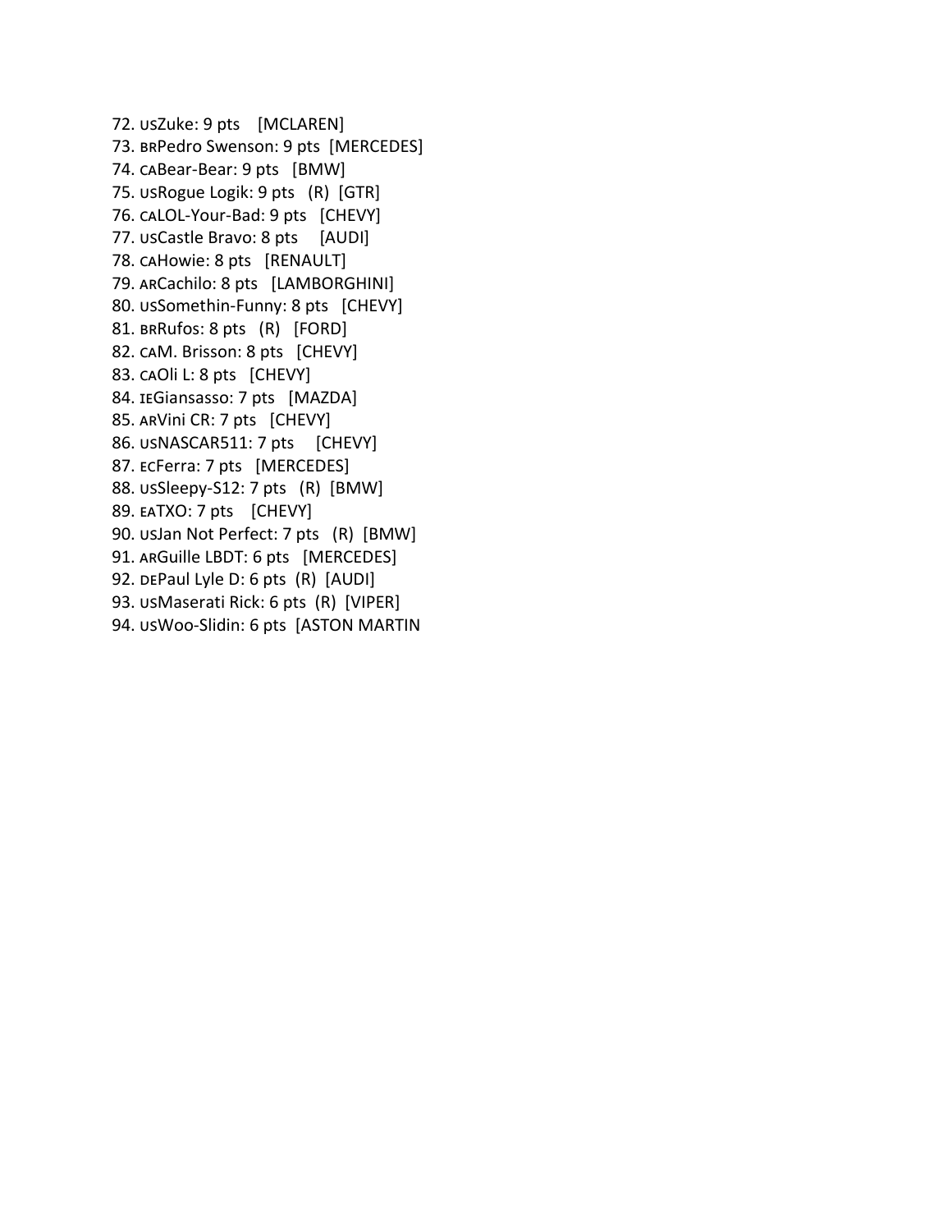72. USZuke: 9 pts [MCLAREN]
73. BRPedro Swenson: 9 pts [MERCEDES]
74. CABear-Bear: 9 pts [BMW]
75. USRogue Logik: 9 pts (R) [GTR]
76. CALOL-Your-Bad: 9 pts [CHEVY]
77. USCastle Bravo: 8 pts [AUDI]
78. CAHowie: 8 pts [RENAULT]
79. ARCachilo: 8 pts [LAMBORGHINI]
80. USSomethin-Funny: 8 pts [CHEVY]
81. BRRufos: 8 pts (R) [FORD]
82. CAM. Brisson: 8 pts [CHEVY]
83. CAOli L: 8 pts [CHEVY]
84. IEGiansasso: 7 pts [MAZDA]
85. ARVini CR: 7 pts [CHEVY]
86. USNASCAR511: 7 pts [CHEVY]
87. ECFerra: 7 pts [MERCEDES]
88. USSleepy-S12: 7 pts (R) [BMW]
89. EATXO: 7 pts [CHEVY]
90. USJan Not Perfect: 7 pts (R) [BMW]
91. ARGuille LBDT: 6 pts [MERCEDES]
92. DEPaul Lyle D: 6 pts (R) [AUDI]
93. USMaserati Rick: 6 pts (R) [VIPER]
94. USWoo-Slidin: 6 pts [ASTON MARTIN